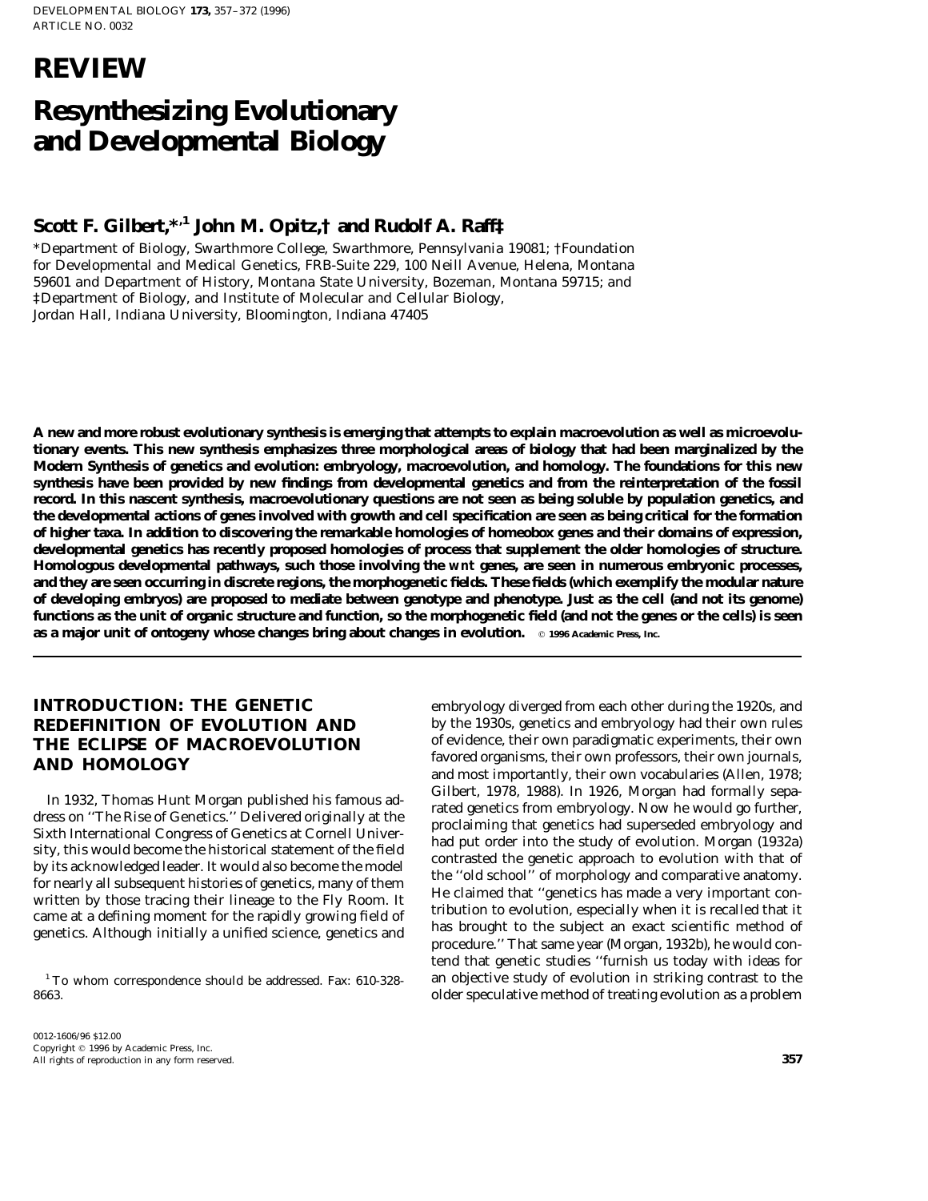# REVIEW

# Resynthesizing Evolutionary and Developmental Biology

## Scott F. Gilbert,*[,1] John M. Opitz,† and Rudolf A. Raff‡

*Department of Biology, Swarthmore College, Swarthmore, Pennsylvania 19081; †Foundation for Developmental and Medical Genetics, FRB-Suite 229, 100 Neill Avenue, Helena, Montana 59601 and Department of History, Montana State University, Bozeman, Montana 59715; and ‡Department of Biology, and Institute of Molecular and Cellular Biology, Jordan Hall, Indiana University, Bloomington, Indiana 47405

**A new and more robust evolutionary synthesis is emerging that attempts to explain macroevolution as well as microevolutionary events. This new synthesis emphasizes three morphological areas of biology that had been marginalized by the Modern Synthesis of genetics and evolution: embryology, macroevolution, and homology. The foundations for this new synthesis have been provided by new findings from developmental genetics and from the reinterpretation of the fossil record. In this nascent synthesis, macroevolutionary questions are not seen as being soluble by population genetics, and the developmental actions of genes involved with growth and cell specification are seen as being critical for the formation of higher taxa. In addition to discovering the remarkable homologies of homeobox genes and their domains of expression, developmental genetics has recently proposed homologies of process that supplement the older homologies of structure. Homologous developmental pathways, such those involving the *wnt* genes, are seen in numerous embryonic processes, and they are seen occurring in discrete regions, the morphogenetic fields. These fields (which exemplify the modular nature of developing embryos) are proposed to mediate between genotype and phenotype. Just as the cell (and not its genome) functions as the unit of organic structure and function, so the morphogenetic field (and not the genes or the cells) is seen as a major unit of ontogeny whose changes bring about changes in evolution.** © 1996 Academic Press, Inc.

## INTRODUCTION: THE GENETIC REDEFINITION OF EVOLUTION AND THE ECLIPSE OF MACROEVOLUTION AND HOMOLOGY

In 1932, Thomas Hunt Morgan published his famous address on ''The Rise of Genetics.'' Delivered originally at the Sixth International Congress of Genetics at Cornell University, this would become the historical statement of the field by its acknowledged leader. It would also become the model for nearly all subsequent histories of genetics, many of them written by those tracing their lineage to the Fly Room. It came at a defining moment for the rapidly growing field of genetics. Although initially a unified science, genetics and embryology diverged from each other during the 1920s, and by the 1930s, genetics and embryology had their own rules of evidence, their own paradigmatic experiments, their own favored organisms, their own professors, their own journals, and most importantly, their own vocabularies (Allen, 1978; Gilbert, 1978, 1988). In 1926, Morgan had formally separated genetics from embryology. Now he would go further, proclaiming that genetics had superseded embryology and had put order into the study of evolution. Morgan (1932a) contrasted the genetic approach to evolution with that of the ''old school'' of morphology and comparative anatomy. He claimed that ''genetics has made a very important contribution to evolution, especially when it is recalled that it has brought to the subject an exact scientific method of procedure.'' That same year (Morgan, 1932b), he would contend that genetic studies ''furnish us today with ideas for an objective study of evolution in striking contrast to the older speculative method of treating evolution as a problem

[1] To whom correspondence should be addressed. Fax: 610-328-8663.

0012-1606/96 $12.00
Copyright © 1996 by Academic Press, Inc.
All rights of reproduction in any form reserved.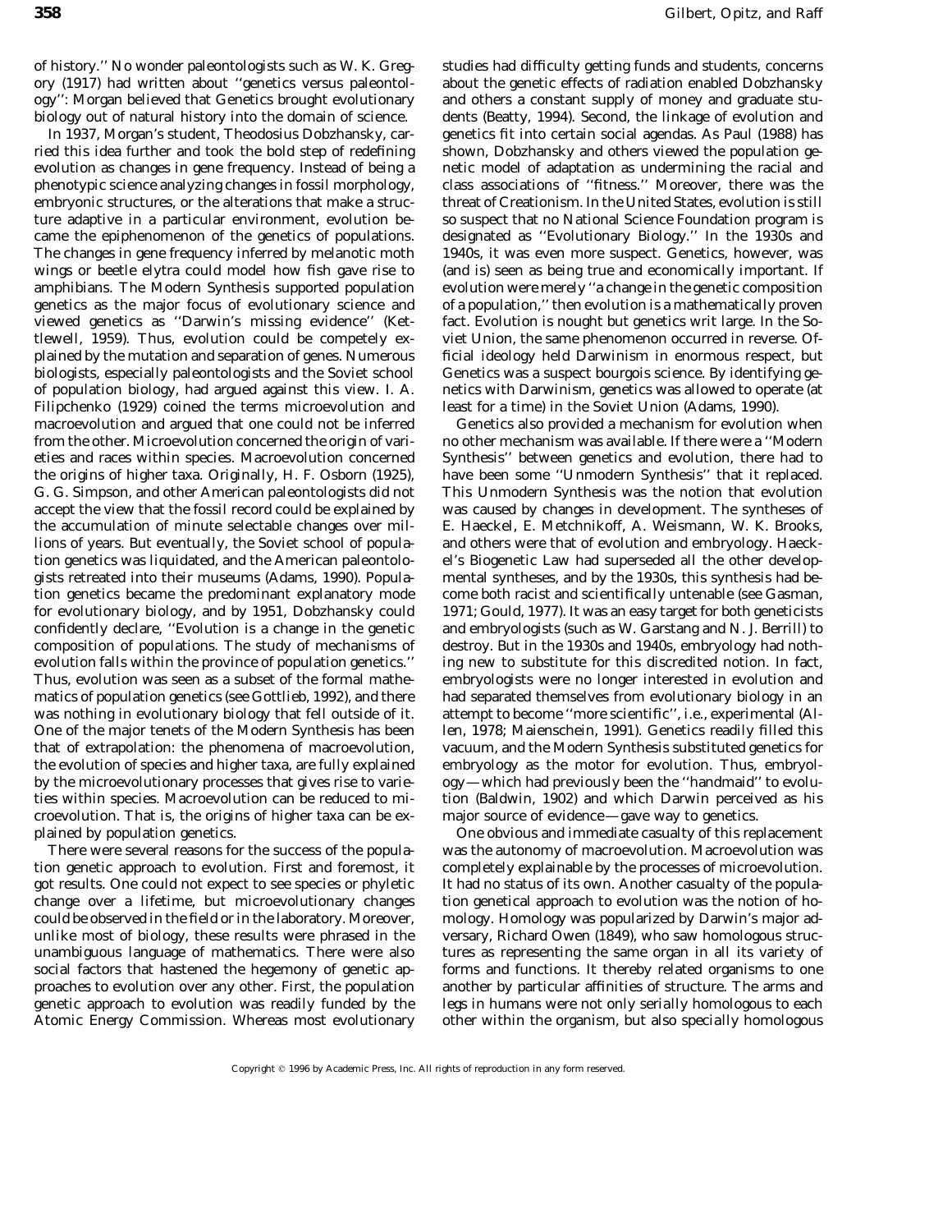of history.'' No wonder paleontologists such as W. K. Gregory (1917) had written about ''genetics versus paleontology'': Morgan believed that Genetics brought evolutionary biology out of natural history into the domain of science.

In 1937, Morgan's student, Theodosius Dobzhansky, carried this idea further and took the bold step of redefining evolution as changes in gene frequency. Instead of being a phenotypic science analyzing changes in fossil morphology, embryonic structures, or the alterations that make a structure adaptive in a particular environment, evolution became the epiphenomenon of the genetics of populations. The changes in gene frequency inferred by melanotic moth wings or beetle elytra could model how fish gave rise to amphibians. The Modern Synthesis supported population genetics as the major focus of evolutionary science and viewed genetics as ''Darwin's missing evidence'' (Kettlewell, 1959). Thus, evolution could be competely explained by the mutation and separation of genes. Numerous biologists, especially paleontologists and the Soviet school of population biology, had argued against this view. I. A. Filipchenko (1929) coined the terms microevolution and macroevolution and argued that one could not be inferred from the other. Microevolution concerned the origin of varieties and races within species. Macroevolution concerned the origins of higher taxa. Originally, H. F. Osborn (1925), G. G. Simpson, and other American paleontologists did not accept the view that the fossil record could be explained by the accumulation of minute selectable changes over millions of years. But eventually, the Soviet school of population genetics was liquidated, and the American paleontologists retreated into their museums (Adams, 1990). Population genetics became the predominant explanatory mode for evolutionary biology, and by 1951, Dobzhansky could confidently declare, ''Evolution is a change in the genetic composition of populations. The study of mechanisms of evolution falls within the province of population genetics.'' Thus, evolution was seen as a subset of the formal mathematics of population genetics (see Gottlieb, 1992), and there was nothing in evolutionary biology that fell outside of it. One of the major tenets of the Modern Synthesis has been that of extrapolation: the phenomena of macroevolution, the evolution of species and higher taxa, are fully explained by the microevolutionary processes that gives rise to varieties within species. Macroevolution can be reduced to microevolution. That is, the origins of higher taxa can be explained by population genetics.

There were several reasons for the success of the population genetic approach to evolution. First and foremost, it got results. One could not expect to see species or phyletic change over a lifetime, but microevolutionary changes could be observed in the field or in the laboratory. Moreover, unlike most of biology, these results were phrased in the unambiguous language of mathematics. There were also social factors that hastened the hegemony of genetic approaches to evolution over any other. First, the population genetic approach to evolution was readily funded by the Atomic Energy Commission. Whereas most evolutionary studies had difficulty getting funds and students, concerns about the genetic effects of radiation enabled Dobzhansky and others a constant supply of money and graduate students (Beatty, 1994). Second, the linkage of evolution and genetics fit into certain social agendas. As Paul (1988) has shown, Dobzhansky and others viewed the population genetic model of adaptation as undermining the racial and class associations of ''fitness.'' Moreover, there was the threat of Creationism. In the United States, evolution is still so suspect that no National Science Foundation program is designated as ''Evolutionary Biology.'' In the 1930s and 1940s, it was even more suspect. Genetics, however, was (and is) seen as being true and economically important. If evolution were merely ''a change in the genetic composition of a population,'' then evolution is a mathematically proven fact. Evolution is nought but genetics writ large. In the Soviet Union, the same phenomenon occurred in reverse. Official ideology held Darwinism in enormous respect, but Genetics was a suspect bourgois science. By identifying genetics with Darwinism, genetics was allowed to operate (at least for a time) in the Soviet Union (Adams, 1990).

Genetics also provided a mechanism for evolution when no other mechanism was available. If there were a ''Modern Synthesis'' between genetics and evolution, there had to have been some ''Unmodern Synthesis'' that it replaced. This Unmodern Synthesis was the notion that evolution was caused by changes in development. The syntheses of E. Haeckel, E. Metchnikoff, A. Weismann, W. K. Brooks, and others were that of evolution and embryology. Haeckel's Biogenetic Law had superseded all the other developmental syntheses, and by the 1930s, this synthesis had become both racist and scientifically untenable (see Gasman, 1971; Gould, 1977). It was an easy target for both geneticists and embryologists (such as W. Garstang and N. J. Berrill) to destroy. But in the 1930s and 1940s, embryology had nothing new to substitute for this discredited notion. In fact, embryologists were no longer interested in evolution and had separated themselves from evolutionary biology in an attempt to become ''more scientific'', i.e., experimental (Allen, 1978; Maienschein, 1991). Genetics readily filled this vacuum, and the Modern Synthesis substituted genetics for embryology as the motor for evolution. Thus, embryology—which had previously been the ''handmaid'' to evolution (Baldwin, 1902) and which Darwin perceived as his major source of evidence—gave way to genetics.

One obvious and immediate casualty of this replacement was the autonomy of macroevolution. Macroevolution was completely explainable by the processes of microevolution. It had no status of its own. Another casualty of the population genetical approach to evolution was the notion of homology. Homology was popularized by Darwin's major adversary, Richard Owen (1849), who saw homologous structures as representing the same organ in all its variety of forms and functions. It thereby related organisms to one another by particular affinities of structure. The arms and legs in humans were not only serially homologous to each other within the organism, but also specially homologous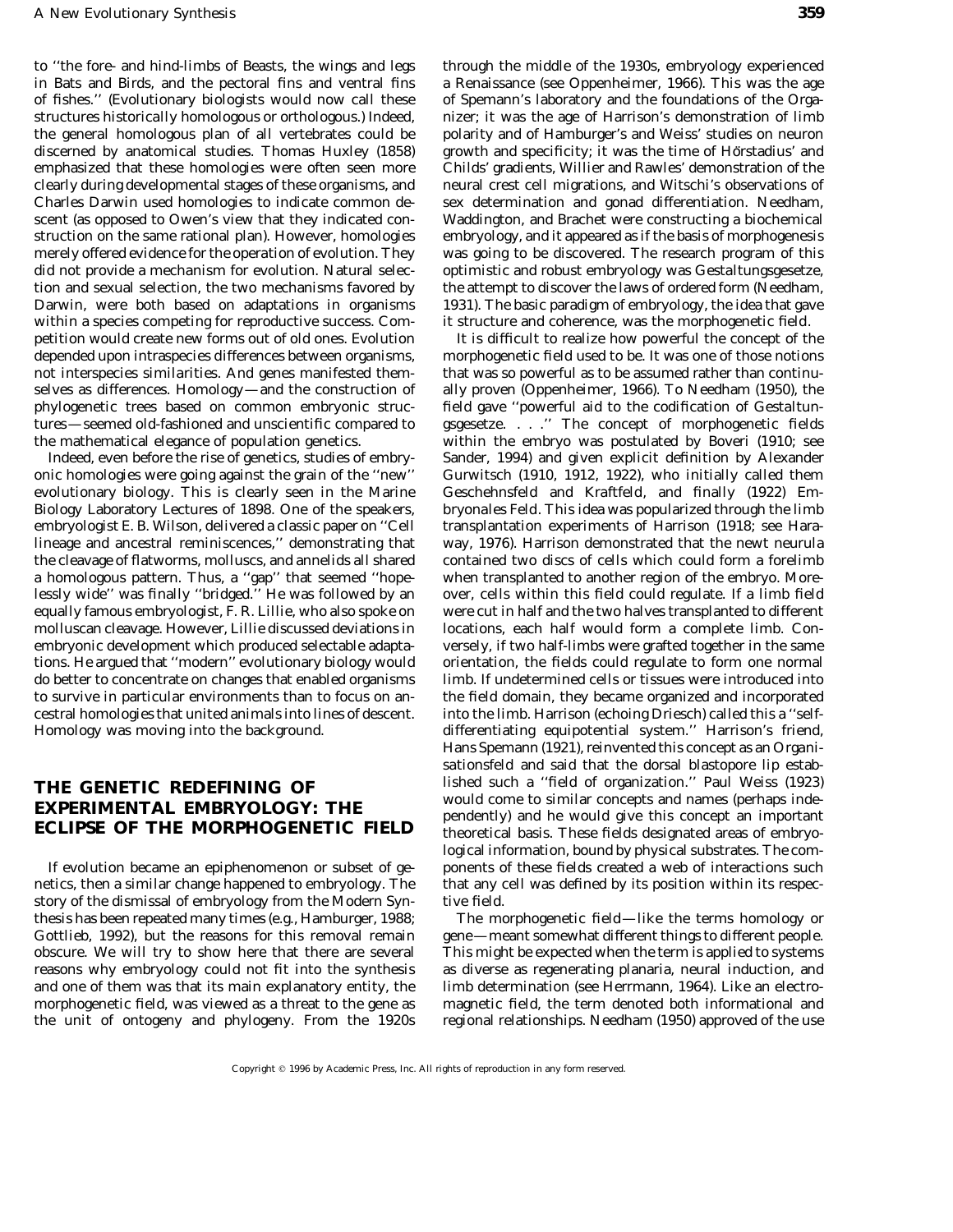to ''the fore- and hind-limbs of Beasts, the wings and legs in Bats and Birds, and the pectoral fins and ventral fins of fishes.'' (Evolutionary biologists would now call these structures historically homologous or orthologous.) Indeed, the general homologous plan of all vertebrates could be discerned by anatomical studies. Thomas Huxley (1858) emphasized that these homologies were often seen more clearly during developmental stages of these organisms, and Charles Darwin used homologies to indicate common descent (as opposed to Owen's view that they indicated construction on the same rational plan). However, homologies merely offered evidence for the operation of evolution. They did not provide a mechanism for evolution. Natural selection and sexual selection, the two mechanisms favored by Darwin, were both based on adaptations in organisms within a species competing for reproductive success. Competition would create new forms out of old ones. Evolution depended upon intraspecies differences between organisms, not interspecies similarities. And genes manifested themselves as differences. Homology—and the construction of phylogenetic trees based on common embryonic structures—seemed old-fashioned and unscientific compared to the mathematical elegance of population genetics.

Indeed, even before the rise of genetics, studies of embryonic homologies were going against the grain of the ''new'' evolutionary biology. This is clearly seen in the Marine Biology Laboratory Lectures of 1898. One of the speakers, embryologist E. B. Wilson, delivered a classic paper on ''Cell lineage and ancestral reminiscences,'' demonstrating that the cleavage of flatworms, molluscs, and annelids all shared a homologous pattern. Thus, a ''gap'' that seemed ''hopelessly wide'' was finally ''bridged.'' He was followed by an equally famous embryologist, F. R. Lillie, who also spoke on molluscan cleavage. However, Lillie discussed deviations in embryonic development which produced selectable adaptations. He argued that ''modern'' evolutionary biology would do better to concentrate on changes that enabled organisms to survive in particular environments than to focus on ancestral homologies that united animals into lines of descent. Homology was moving into the background.

## THE GENETIC REDEFINING OF EXPERIMENTAL EMBRYOLOGY: THE ECLIPSE OF THE MORPHOGENETIC FIELD

If evolution became an epiphenomenon or subset of genetics, then a similar change happened to embryology. The story of the dismissal of embryology from the Modern Synthesis has been repeated many times (e.g., Hamburger, 1988; Gottlieb, 1992), but the reasons for this removal remain obscure. We will try to show here that there are several reasons why embryology could not fit into the synthesis and one of them was that its main explanatory entity, the morphogenetic field, was viewed as a threat to the gene as the unit of ontogeny and phylogeny. From the 1920s through the middle of the 1930s, embryology experienced a Renaissance (see Oppenheimer, 1966). This was the age of Spemann's laboratory and the foundations of the Organizer; it was the age of Harrison's demonstration of limb polarity and of Hamburger's and Weiss' studies on neuron growth and specificity; it was the time of Hörstadius' and Childs' gradients, Willier and Rawles' demonstration of the neural crest cell migrations, and Witschi's observations of sex determination and gonad differentiation. Needham, Waddington, and Brachet were constructing a biochemical embryology, and it appeared as if the basis of morphogenesis was going to be discovered. The research program of this optimistic and robust embryology was *Gestaltungsgesetze*, the attempt to discover the laws of ordered form (Needham, 1931). The basic paradigm of embryology, the idea that gave it structure and coherence, was the morphogenetic field.

It is difficult to realize how powerful the concept of the morphogenetic field used to be. It was one of those notions that was so powerful as to be assumed rather than continually proven (Oppenheimer, 1966). To Needham (1950), the field gave ''powerful aid to the codification of Gestaltungsgesetze. . . .'' The concept of morphogenetic fields within the embryo was postulated by Boveri (1910; see Sander, 1994) and given explicit definition by Alexander Gurwitsch (1910, 1912, 1922), who initially called them Geschehnsfeld and Kraftfeld, and finally (1922) Embryonales Feld. This idea was popularized through the limb transplantation experiments of Harrison (1918; see Haraway, 1976). Harrison demonstrated that the newt neurula contained two discs of cells which could form a forelimb when transplanted to another region of the embryo. Moreover, cells within this field could regulate. If a limb field were cut in half and the two halves transplanted to different locations, each half would form a complete limb. Conversely, if two half-limbs were grafted together in the same orientation, the fields could regulate to form one normal limb. If undetermined cells or tissues were introduced into the field domain, they became organized and incorporated into the limb. Harrison (echoing Driesch) called this a ''self-differentiating equipotential system.'' Harrison's friend, Hans Spemann (1921), reinvented this concept as an Organisationsfeld and said that the dorsal blastopore lip established such a ''field of organization.'' Paul Weiss (1923) would come to similar concepts and names (perhaps independently) and he would give this concept an important theoretical basis. These fields designated areas of embryological information, bound by physical substrates. The components of these fields created a web of interactions such that any cell was defined by its position within its respective field.

The morphogenetic field—like the terms homology or gene—meant somewhat different things to different people. This might be expected when the term is applied to systems as diverse as regenerating planaria, neural induction, and limb determination (see Herrmann, 1964). Like an electromagnetic field, the term denoted both informational and regional relationships. Needham (1950) approved of the use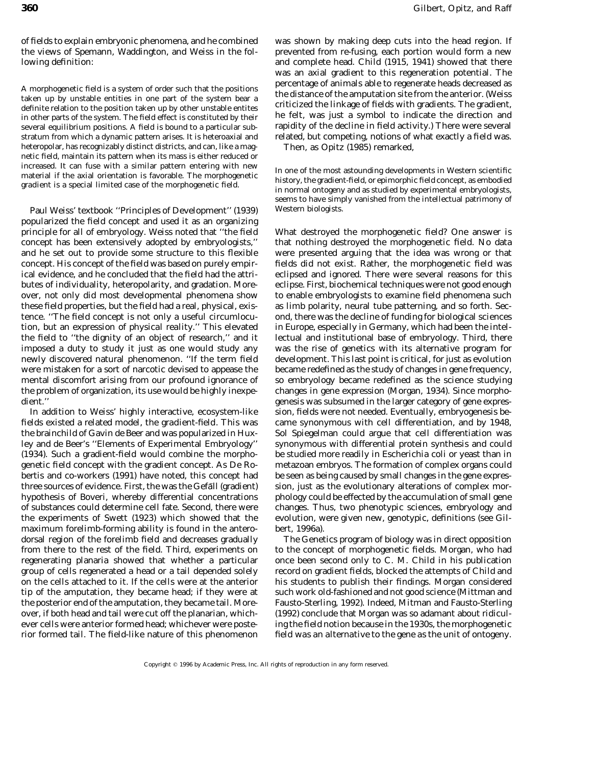of fields to explain embryonic phenomena, and he combined the views of Spemann, Waddington, and Weiss in the following definition:

> A morphogenetic field is a system of order such that the positions taken up by unstable entities in one part of the system bear a definite relation to the position taken up by other unstable entites in other parts of the system. The field effect is constituted by their several equilibrium positions. A field is bound to a particular substratum from which a dynamic pattern arises. It is heteroaxial and heteropolar, has recognizably distinct districts, and can, like a magnetic field, maintain its pattern when its mass is either reduced or increased. It can fuse with a similar pattern entering with new material if the axial orientation is favorable. The morphogenetic gradient is a special limited case of the morphogenetic field.

Paul Weiss' textbook ''Principles of Development'' (1939) popularized the field concept and used it as an organizing principle for all of embryology. Weiss noted that ''the field concept has been extensively adopted by embryologists,'' and he set out to provide some structure to this flexible concept. His concept of the field was based on purely empirical evidence, and he concluded that the field had the attributes of individuality, heteropolarity, and gradation. Moreover, not only did most developmental phenomena show these field properties, but the field had a real, physical, existence. ''The field concept is not only a useful circumlocution, but an expression of physical reality.'' This elevated the field to ''the dignity of an object of research,'' and it imposed a duty to study it just as one would study any newly discovered natural phenomenon. ''If the term field were mistaken for a sort of narcotic devised to appease the mental discomfort arising from our profound ignorance of the problem of organization, its use would be highly inexpedient.''

In addition to Weiss' highly interactive, ecosystem-like fields existed a related model, the gradient-field. This was the brainchild of Gavin de Beer and was popularized in Huxley and de Beer's ''Elements of Experimental Embryology'' (1934). Such a gradient-field would combine the morphogenetic field concept with the gradient concept. As De Robertis and co-workers (1991) have noted, this concept had three sources of evidence. First, the was the Gefäll (gradient) hypothesis of Boveri, whereby differential concentrations of substances could determine cell fate. Second, there were the experiments of Swett (1923) which showed that the maximum forelimb-forming ability is found in the anterodorsal region of the forelimb field and decreases gradually from there to the rest of the field. Third, experiments on regenerating planaria showed that whether a particular group of cells regenerated a head or a tail depended solely on the cells attached to it. If the cells were at the anterior tip of the amputation, they became head; if they were at the posterior end of the amputation, they became tail. Moreover, if both head and tail were cut off the planarian, whichever cells were anterior formed head; whichever were posterior formed tail. The field-like nature of this phenomenon was shown by making deep cuts into the head region. If prevented from re-fusing, each portion would form a new and complete head. Child (1915, 1941) showed that there was an axial gradient to this regeneration potential. The percentage of animals able to regenerate heads decreased as the distance of the amputation site from the anterior. (Weiss criticized the linkage of fields with gradients. The gradient, he felt, was just a symbol to indicate the direction and rapidity of the decline in field activity.) There were several related, but competing, notions of what exactly a field was.

Then, as Opitz (1985) remarked,

> In one of the most astounding developments in Western scientific history, the gradient-field, or epimorphic field concept, as embodied in normal ontogeny and as studied by experimental embryologists, seems to have simply vanished from the intellectual patrimony of Western biologists.

What destroyed the morphogenetic field? One answer is that nothing destroyed the morphogenetic field. No data were presented arguing that the idea was wrong or that fields did not exist. Rather, the morphogenetic field was eclipsed and ignored. There were several reasons for this eclipse. First, biochemical techniques were not good enough to enable embryologists to examine field phenomena such as limb polarity, neural tube patterning, and so forth. Second, there was the decline of funding for biological sciences in Europe, especially in Germany, which had been the intellectual and institutional base of embryology. Third, there was the rise of genetics with its alternative program for development. This last point is critical, for just as evolution became redefined as the study of changes in gene frequency, so embryology became redefined as the science studying changes in gene expression (Morgan, 1934). Since morphogenesis was subsumed in the larger category of gene expression, fields were not needed. Eventually, embryogenesis became synonymous with cell differentiation, and by 1948, Sol Spiegelman could argue that cell differentiation was synonymous with differential protein synthesis and could be studied more readily in Escherichia coli or yeast than in metazoan embryos. The formation of complex organs could be seen as being caused by small changes in the gene expression, just as the evolutionary alterations of complex morphology could be effected by the accumulation of small gene changes. Thus, two phenotypic sciences, embryology and evolution, were given new, genotypic, definitions (see Gilbert, 1996a).

The Genetics program of biology was in direct opposition to the concept of morphogenetic fields. Morgan, who had once been second only to C. M. Child in his publication record on gradient fields, blocked the attempts of Child and his students to publish their findings. Morgan considered such work old-fashioned and not good science (Mittman and Fausto-Sterling, 1992). Indeed, Mitman and Fausto-Sterling (1992) conclude that Morgan was so adamant about ridiculing the field notion because in the 1930s, the morphogenetic field was an alternative to the gene as the unit of ontogeny.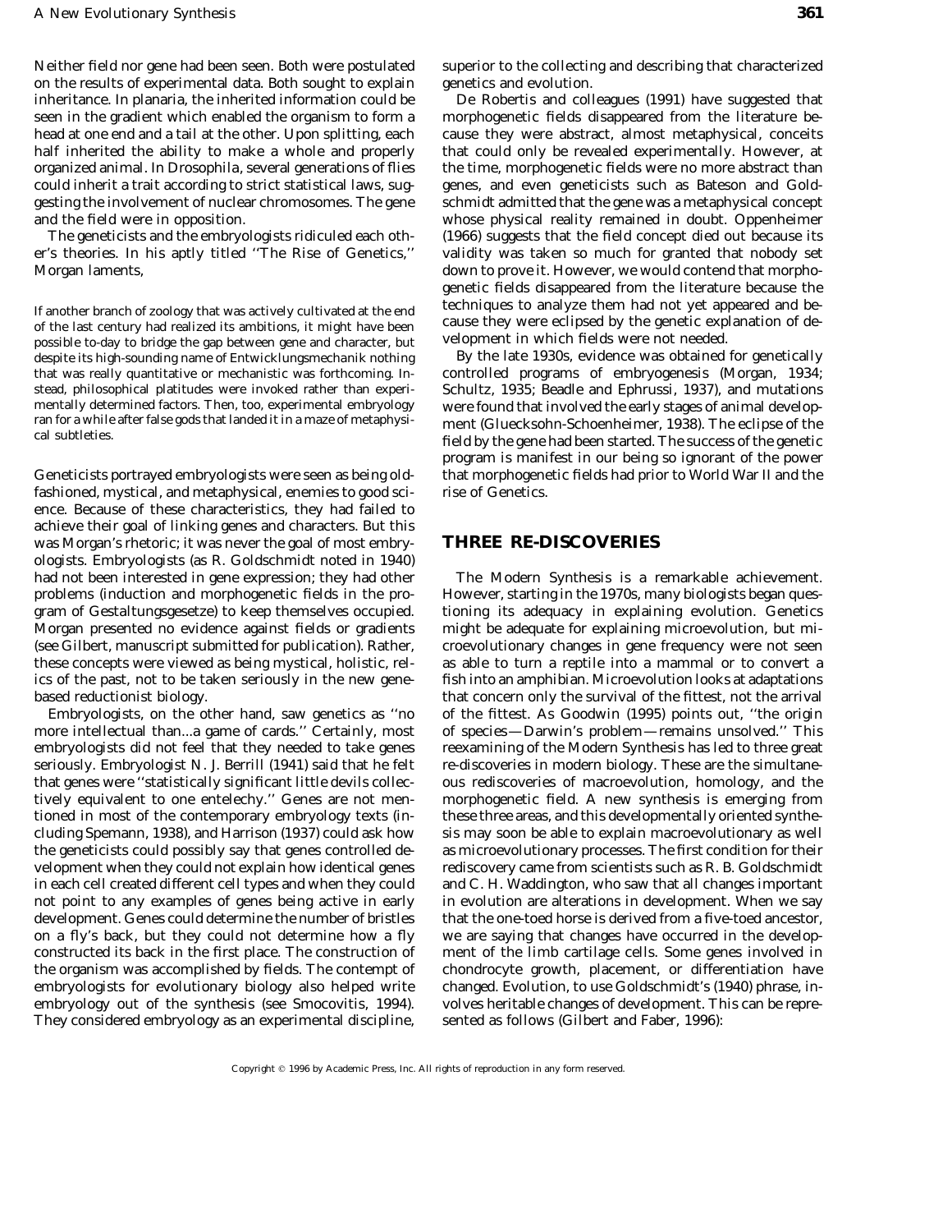Neither field nor gene had been seen. Both were postulated on the results of experimental data. Both sought to explain inheritance. In planaria, the inherited information could be seen in the gradient which enabled the organism to form a head at one end and a tail at the other. Upon splitting, each half inherited the ability to make a whole and properly organized animal. In Drosophila, several generations of flies could inherit a trait according to strict statistical laws, suggesting the involvement of nuclear chromosomes. The gene and the field were in opposition.

The geneticists and the embryologists ridiculed each other's theories. In his aptly titled ''The Rise of Genetics,'' Morgan laments,

> If another branch of zoology that was actively cultivated at the end of the last century had realized its ambitions, it might have been possible to-day to bridge the gap between gene and character, but despite its high-sounding name of Entwicklungsmechanik nothing that was really quantitative or mechanistic was forthcoming. Instead, philosophical platitudes were invoked rather than experimentally determined factors. Then, too, experimental embryology ran for a while after false gods that landed it in a maze of metaphysical subtleties.

Geneticists portrayed embryologists were seen as being old-fashioned, mystical, and metaphysical, enemies to good science. Because of these characteristics, they had failed to achieve their goal of linking genes and characters. But this was Morgan's rhetoric; it was never the goal of most embryologists. Embryologists (as R. Goldschmidt noted in 1940) had not been interested in gene expression; they had other problems (induction and morphogenetic fields in the program of Gestaltungsgesetze) to keep themselves occupied. Morgan presented no evidence against fields or gradients (see Gilbert, manuscript submitted for publication). Rather, these concepts were viewed as being mystical, holistic, relics of the past, not to be taken seriously in the new gene-based reductionist biology.

Embryologists, on the other hand, saw genetics as ''no more intellectual than...a game of cards.'' Certainly, most embryologists did not feel that they needed to take genes seriously. Embryologist N. J. Berrill (1941) said that he felt that genes were ''statistically significant little devils collectively equivalent to one entelechy.'' Genes are not mentioned in most of the contemporary embryology texts (including Spemann, 1938), and Harrison (1937) could ask how the geneticists could possibly say that genes controlled development when they could not explain how identical genes in each cell created different cell types and when they could not point to any examples of genes being active in early development. Genes could determine the number of bristles on a fly's back, but they could not determine how a fly constructed its back in the first place. The construction of the organism was accomplished by fields. The contempt of embryologists for evolutionary biology also helped write embryology out of the synthesis (see Smocovitis, 1994). They considered embryology as an experimental discipline, superior to the collecting and describing that characterized genetics and evolution.

De Robertis and colleagues (1991) have suggested that morphogenetic fields disappeared from the literature because they were abstract, almost metaphysical, conceits that could only be revealed experimentally. However, at the time, morphogenetic fields were no more abstract than genes, and even geneticists such as Bateson and Goldschmidt admitted that the gene was a metaphysical concept whose physical reality remained in doubt. Oppenheimer (1966) suggests that the field concept died out because its validity was taken so much for granted that nobody set down to prove it. However, we would contend that morphogenetic fields disappeared from the literature because the techniques to analyze them had not yet appeared and because they were eclipsed by the genetic explanation of development in which fields were not needed.

By the late 1930s, evidence was obtained for genetically controlled programs of embryogenesis (Morgan, 1934; Schultz, 1935; Beadle and Ephrussi, 1937), and mutations were found that involved the early stages of animal development (Gluecksohn-Schoenheimer, 1938). The eclipse of the field by the gene had been started. The success of the genetic program is manifest in our being so ignorant of the power that morphogenetic fields had prior to World War II and the rise of Genetics.

## THREE RE-DISCOVERIES

The Modern Synthesis is a remarkable achievement. However, starting in the 1970s, many biologists began questioning its adequacy in explaining evolution. Genetics might be adequate for explaining microevolution, but microevolutionary changes in gene frequency were not seen as able to turn a reptile into a mammal or to convert a fish into an amphibian. Microevolution looks at adaptations that concern only the survival of the fittest, not the arrival of the fittest. As Goodwin (1995) points out, ''the origin of species—Darwin's problem—remains unsolved.'' This reexamining of the Modern Synthesis has led to three great re-discoveries in modern biology. These are the simultaneous rediscoveries of macroevolution, homology, and the morphogenetic field. A new synthesis is emerging from these three areas, and this developmentally oriented synthesis may soon be able to explain macroevolutionary as well as microevolutionary processes. The first condition for their rediscovery came from scientists such as R. B. Goldschmidt and C. H. Waddington, who saw that all changes important in evolution are alterations in development. When we say that the one-toed horse is derived from a five-toed ancestor, we are saying that changes have occurred in the development of the limb cartilage cells. Some genes involved in chondrocyte growth, placement, or differentiation have changed. Evolution, to use Goldschmidt's (1940) phrase, involves heritable changes of development. This can be represented as follows (Gilbert and Faber, 1996):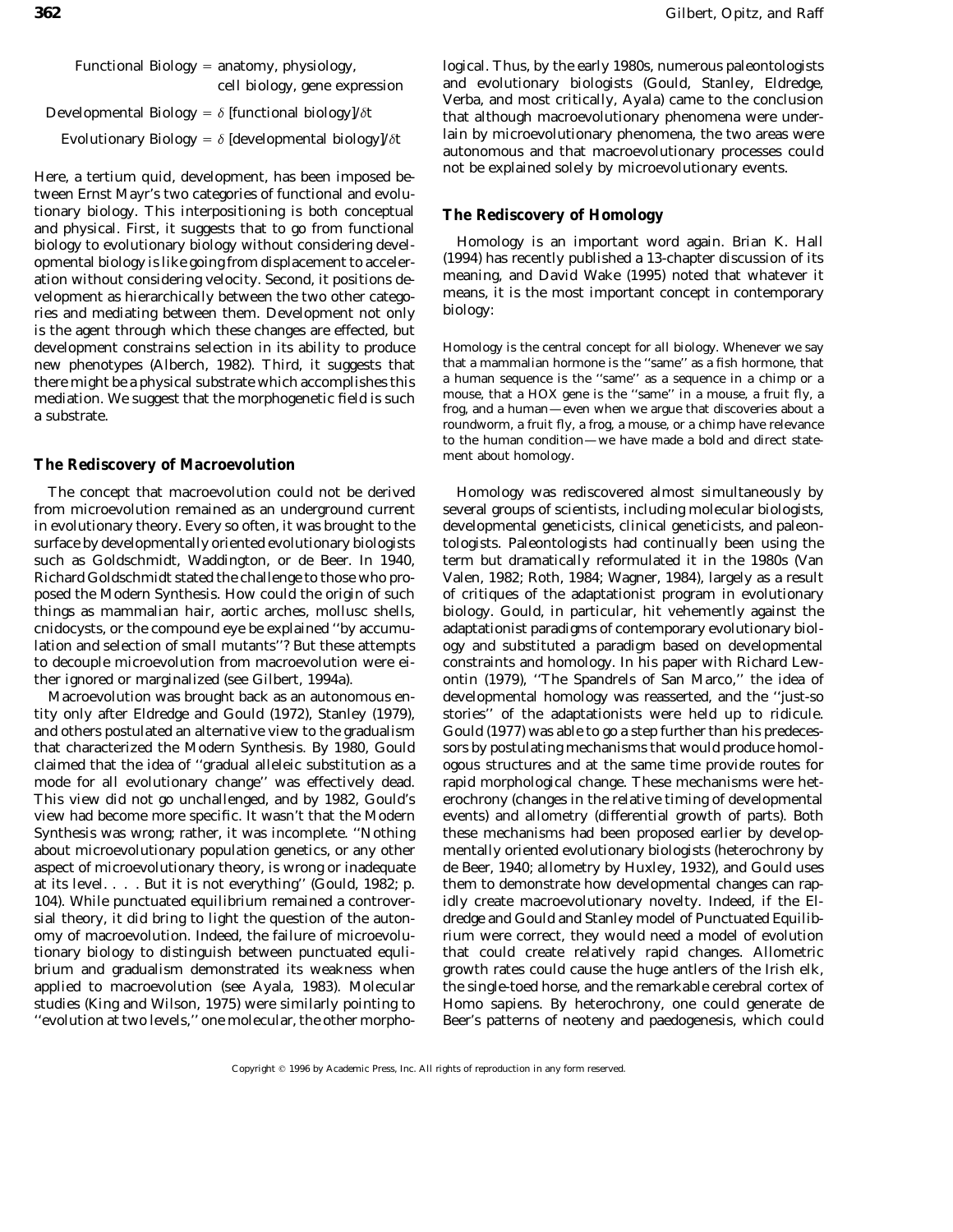Functional Biology = anatomy, physiology, cell biology, gene expression

Developmental Biology = $\delta$ [functional biology]/$\delta t$

Evolutionary Biology = $\delta$ [developmental biology]/$\delta t$

Here, a tertium quid, development, has been imposed between Ernst Mayr's two categories of functional and evolutionary biology. This interpositioning is both conceptual and physical. First, it suggests that to go from functional biology to evolutionary biology without considering developmental biology is like going from displacement to acceleration without considering velocity. Second, it positions development as hierarchically between the two other categories and mediating between them. Development not only is the agent through which these changes are effected, but development constrains selection in its ability to produce new phenotypes (Alberch, 1982). Third, it suggests that there might be a physical substrate which accomplishes this mediation. We suggest that the morphogenetic field is such a substrate.

## The Rediscovery of Macroevolution

The concept that macroevolution could not be derived from microevolution remained as an underground current in evolutionary theory. Every so often, it was brought to the surface by developmentally oriented evolutionary biologists such as Goldschmidt, Waddington, or de Beer. In 1940, Richard Goldschmidt stated the challenge to those who proposed the Modern Synthesis. How could the origin of such things as mammalian hair, aortic arches, mollusc shells, cnidocysts, or the compound eye be explained ''by accumulation and selection of small mutants''? But these attempts to decouple microevolution from macroevolution were either ignored or marginalized (see Gilbert, 1994a).

Macroevolution was brought back as an autonomous entity only after Eldredge and Gould (1972), Stanley (1979), and others postulated an alternative view to the gradualism that characterized the Modern Synthesis. By 1980, Gould claimed that the idea of ''gradual alleleic substitution as a mode for all evolutionary change'' was effectively dead. This view did not go unchallenged, and by 1982, Gould's view had become more specific. It wasn't that the Modern Synthesis was wrong; rather, it was incomplete. ''Nothing about microevolutionary population genetics, or any other aspect of microevolutionary theory, is wrong or inadequate at its level. . . . But it is not everything'' (Gould, 1982; p. 104). While punctuated equilibrium remained a controversial theory, it did bring to light the question of the autonomy of macroevolution. Indeed, the failure of microevolutionary biology to distinguish between punctuated equilibrium and gradualism demonstrated its weakness when applied to macroevolution (see Ayala, 1983). Molecular studies (King and Wilson, 1975) were similarly pointing to ''evolution at two levels,'' one molecular, the other morphological. Thus, by the early 1980s, numerous paleontologists and evolutionary biologists (Gould, Stanley, Eldredge, Verba, and most critically, Ayala) came to the conclusion that although macroevolutionary phenomena were underlain by microevolutionary phenomena, the two areas were autonomous and that macroevolutionary processes could not be explained solely by microevolutionary events.

## The Rediscovery of Homology

Homology is an important word again. Brian K. Hall (1994) has recently published a 13-chapter discussion of its meaning, and David Wake (1995) noted that whatever it means, it is the most important concept in contemporary biology:

> Homology is the central concept for all biology. Whenever we say that a mammalian hormone is the ''same'' as a fish hormone, that a human sequence is the ''same'' as a sequence in a chimp or a mouse, that a HOX gene is the ''same'' in a mouse, a fruit fly, a frog, and a human—even when we argue that discoveries about a roundworm, a fruit fly, a frog, a mouse, or a chimp have relevance to the human condition—we have made a bold and direct statement about homology.

Homology was rediscovered almost simultaneously by several groups of scientists, including molecular biologists, developmental geneticists, clinical geneticists, and paleontologists. Paleontologists had continually been using the term but dramatically reformulated it in the 1980s (Van Valen, 1982; Roth, 1984; Wagner, 1984), largely as a result of critiques of the adaptationist program in evolutionary biology. Gould, in particular, hit vehemently against the adaptationist paradigms of contemporary evolutionary biology and substituted a paradigm based on developmental constraints and homology. In his paper with Richard Lewontin (1979), ''The Spandrels of San Marco,'' the idea of developmental homology was reasserted, and the ''just-so stories'' of the adaptationists were held up to ridicule. Gould (1977) was able to go a step further than his predecessors by postulating mechanisms that would produce homologous structures and at the same time provide routes for rapid morphological change. These mechanisms were heterochrony (changes in the relative timing of developmental events) and allometry (differential growth of parts). Both these mechanisms had been proposed earlier by developmentally oriented evolutionary biologists (heterochrony by de Beer, 1940; allometry by Huxley, 1932), and Gould uses them to demonstrate how developmental changes can rapidly create macroevolutionary novelty. Indeed, if the Eldredge and Gould and Stanley model of Punctuated Equilibrium were correct, they would need a model of evolution that could create relatively rapid changes. Allometric growth rates could cause the huge antlers of the Irish elk, the single-toed horse, and the remarkable cerebral cortex of *Homo sapiens*. By heterochrony, one could generate de Beer's patterns of neoteny and paedogenesis, which could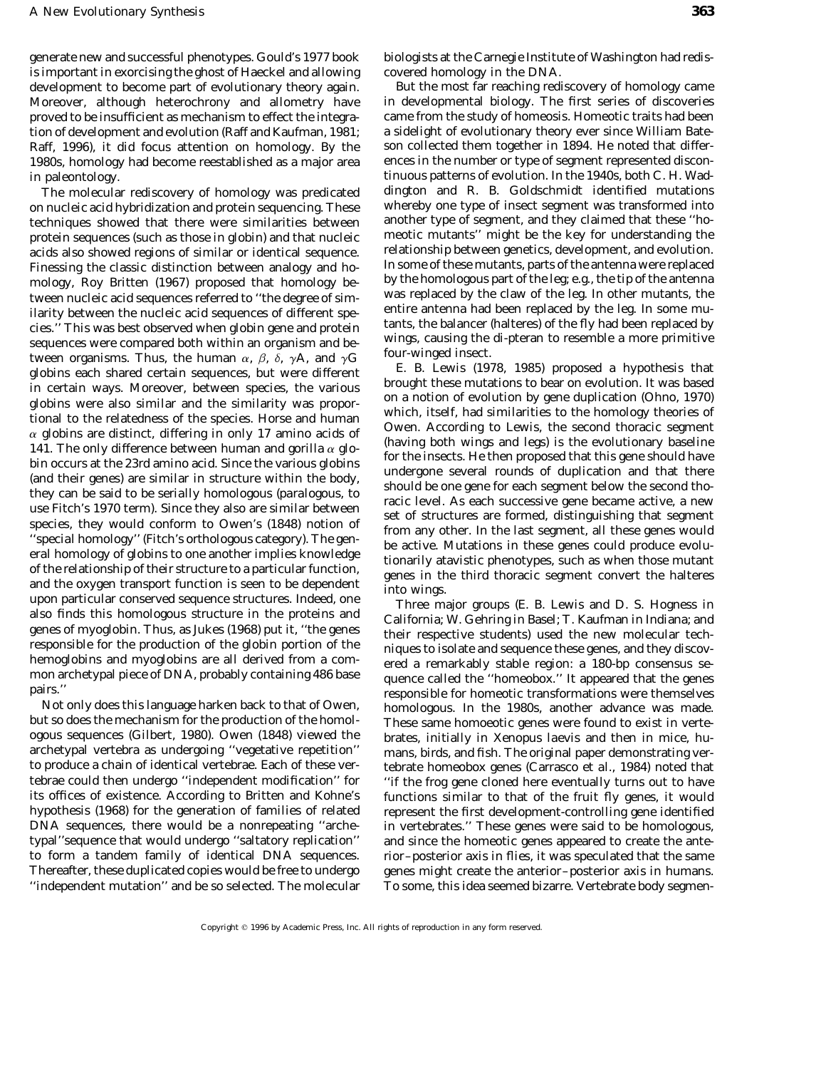generate new and successful phenotypes. Gould's 1977 book is important in exorcising the ghost of Haeckel and allowing development to become part of evolutionary theory again. Moreover, although heterochrony and allometry have proved to be insufficient as mechanism to effect the integration of development and evolution (Raff and Kaufman, 1981; Raff, 1996), it did focus attention on homology. By the 1980s, homology had become reestablished as a major area in paleontology.

The molecular rediscovery of homology was predicated on nucleic acid hybridization and protein sequencing. These techniques showed that there were similarities between protein sequences (such as those in globin) and that nucleic acids also showed regions of similar or identical sequence. Finessing the classic distinction between analogy and homology, Roy Britten (1967) proposed that homology between nucleic acid sequences referred to ''the degree of similarity between the nucleic acid sequences of different species.'' This was best observed when globin gene and protein sequences were compared both within an organism and between organisms. Thus, the human $\alpha$, $\beta$, $\delta$, $\gamma$A, and $\gamma$G globins each shared certain sequences, but were different in certain ways. Moreover, between species, the various globins were also similar and the similarity was proportional to the relatedness of the species. Horse and human $\alpha$ globins are distinct, differing in only 17 amino acids of 141. The only difference between human and gorilla $\alpha$ globin occurs at the 23rd amino acid. Since the various globins (and their genes) are similar in structure within the body, they can be said to be serially homologous (paralogous, to use Fitch's 1970 term). Since they also are similar between species, they would conform to Owen's (1848) notion of ''special homology'' (Fitch's orthologous category). The general homology of globins to one another implies knowledge of the relationship of their structure to a particular function, and the oxygen transport function is seen to be dependent upon particular conserved sequence structures. Indeed, one also finds this homologous structure in the proteins and genes of myoglobin. Thus, as Jukes (1968) put it, ''the genes responsible for the production of the globin portion of the hemoglobins and myoglobins are all derived from a common archetypal piece of DNA, probably containing 486 base pairs.''

Not only does this language harken back to that of Owen, but so does the mechanism for the production of the homologous sequences (Gilbert, 1980). Owen (1848) viewed the archetypal vertebra as undergoing ''vegetative repetition'' to produce a chain of identical vertebrae. Each of these vertebrae could then undergo ''independent modification'' for its offices of existence. According to Britten and Kohne's hypothesis (1968) for the generation of families of related DNA sequences, there would be a nonrepeating ''archetypal''sequence that would undergo ''saltatory replication'' to form a tandem family of identical DNA sequences. Thereafter, these duplicated copies would be free to undergo ''independent mutation'' and be so selected. The molecular biologists at the Carnegie Institute of Washington had rediscovered homology in the DNA.

But the most far reaching rediscovery of homology came in developmental biology. The first series of discoveries came from the study of homeosis. Homeotic traits had been a sidelight of evolutionary theory ever since William Bateson collected them together in 1894. He noted that differences in the number or type of segment represented discontinuous patterns of evolution. In the 1940s, both C. H. Waddington and R. B. Goldschmidt identified mutations whereby one type of insect segment was transformed into another type of segment, and they claimed that these ''homeotic mutants'' might be the key for understanding the relationship between genetics, development, and evolution. In some of these mutants, parts of the antenna were replaced by the homologous part of the leg; e.g., the tip of the antenna was replaced by the claw of the leg. In other mutants, the entire antenna had been replaced by the leg. In some mutants, the balancer (halteres) of the fly had been replaced by wings, causing the di-pteran to resemble a more primitive four-winged insect.

E. B. Lewis (1978, 1985) proposed a hypothesis that brought these mutations to bear on evolution. It was based on a notion of evolution by gene duplication (Ohno, 1970) which, itself, had similarities to the homology theories of Owen. According to Lewis, the second thoracic segment (having both wings and legs) is the evolutionary baseline for the insects. He then proposed that this gene should have undergone several rounds of duplication and that there should be one gene for each segment below the second thoracic level. As each successive gene became active, a new set of structures are formed, distinguishing that segment from any other. In the last segment, all these genes would be active. Mutations in these genes could produce evolutionarily atavistic phenotypes, such as when those mutant genes in the third thoracic segment convert the halteres into wings.

Three major groups (E. B. Lewis and D. S. Hogness in California; W. Gehring in Basel; T. Kaufman in Indiana; and their respective students) used the new molecular techniques to isolate and sequence these genes, and they discovered a remarkably stable region: a 180-bp consensus sequence called the ''homeobox.'' It appeared that the genes responsible for homeotic transformations were themselves homologous. In the 1980s, another advance was made. These same homoeotic genes were found to exist in vertebrates, initially in Xenopus laevis and then in mice, humans, birds, and fish. The original paper demonstrating vertebrate homeobox genes (Carrasco et al., 1984) noted that ''if the frog gene cloned here eventually turns out to have functions similar to that of the fruit fly genes, it would represent the first development-controlling gene identified in vertebrates.'' These genes were said to be homologous, and since the homeotic genes appeared to create the anterior–posterior axis in flies, it was speculated that the same genes might create the anterior–posterior axis in humans. To some, this idea seemed bizarre. Vertebrate body segmen-

Copyright © 1996 by Academic Press, Inc. All rights of reproduction in any form reserved.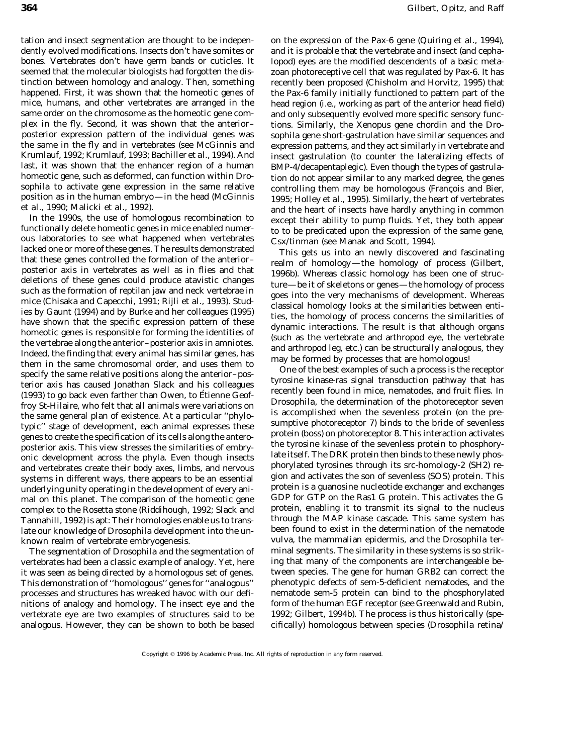tation and insect segmentation are thought to be independently evolved modifications. Insects don't have somites or bones. Vertebrates don't have germ bands or cuticles. It seemed that the molecular biologists had forgotten the distinction between homology and analogy. Then, something happened. First, it was shown that the homeotic genes of mice, humans, and other vertebrates are arranged in the same order on the chromosome as the homeotic gene complex in the fly. Second, it was shown that the anterior–posterior expression pattern of the individual genes was the same in the fly and in vertebrates (see McGinnis and Krumlauf, 1992; Krumlauf, 1993; Bachiller et al., 1994). And last, it was shown that the enhancer region of a human homeotic gene, such as deformed, can function within Drosophila to activate gene expression in the same relative position as in the human embryo—in the head (McGinnis et al., 1990; Malicki et al., 1992).

In the 1990s, the use of homologous recombination to functionally delete homeotic genes in mice enabled numerous laboratories to see what happened when vertebrates lacked one or more of these genes. The results demonstrated that these genes controlled the formation of the anterior–posterior axis in vertebrates as well as in flies and that deletions of these genes could produce atavistic changes such as the formation of reptilan jaw and neck vertebrae in mice (Chisaka and Capecchi, 1991; Rijli et al., 1993). Studies by Gaunt (1994) and by Burke and her colleagues (1995) have shown that the specific expression pattern of these homeotic genes is responsible for forming the identities of the vertebrae along the anterior–posterior axis in amniotes. Indeed, the finding that every animal has similar genes, has them in the same chromosomal order, and uses them to specify the same relative positions along the anterior–posterior axis has caused Jonathan Slack and his colleagues (1993) to go back even farther than Owen, to Étienne Geoffroy St-Hilaire, who felt that all animals were variations on the same general plan of existence. At a particular "phylotypic" stage of development, each animal expresses these genes to create the specification of its cells along the anteroposterior axis. This view stresses the similarities of embryonic development across the phyla. Even though insects and vertebrates create their body axes, limbs, and nervous systems in different ways, there appears to be an essential underlying unity operating in the development of every animal on this planet. The comparison of the homeotic gene complex to the Rosetta stone (Riddihough, 1992; Slack and Tannahill, 1992) is apt: Their homologies enable us to translate our knowledge of Drosophila development into the unknown realm of vertebrate embryogenesis.

The segmentation of Drosophila and the segmentation of vertebrates had been a classic example of analogy. Yet, here it was seen as being directed by a homologous set of genes. This demonstration of "homologous" genes for "analogous" processes and structures has wreaked havoc with our definitions of analogy and homology. The insect eye and the vertebrate eye are two examples of structures said to be analogous. However, they can be shown to both be based on the expression of the Pax-6 gene (Quiring et al., 1994), and it is probable that the vertebrate and insect (and cephalopod) eyes are the modified descendents of a basic metazoan photoreceptive cell that was regulated by Pax-6. It has recently been proposed (Chisholm and Horvitz, 1995) that the Pax-6 family initially functioned to pattern part of the head region (i.e., working as part of the anterior head field) and only subsequently evolved more specific sensory functions. Similarly, the Xenopus gene chordin and the Drosophila gene short-gastrulation have similar sequences and expression patterns, and they act similarly in vertebrate and insect gastrulation (to counter the lateralizing effects of BMP-4/decapentaplegic). Even though the types of gastrulation do not appear similar to any marked degree, the genes controlling them may be homologous (François and Bier, 1995; Holley et al., 1995). Similarly, the heart of vertebrates and the heart of insects have hardly anything in common except their ability to pump fluids. Yet, they both appear to to be predicated upon the expression of the same gene, Csx/tinman (see Manak and Scott, 1994).

This gets us into an newly discovered and fascinating realm of homology—the homology of process (Gilbert, 1996b). Whereas classic homology has been one of structure—be it of skeletons or genes—the homology of process goes into the very mechanisms of development. Whereas classical homology looks at the similarities between entities, the homology of process concerns the similarities of dynamic interactions. The result is that although organs (such as the vertebrate and arthropod eye, the vertebrate and arthropod leg, etc.) can be structurally analogous, they may be formed by processes that are homologous!

One of the best examples of such a process is the receptor tyrosine kinase-ras signal transduction pathway that has recently been found in mice, nematodes, and fruit flies. In Drosophila, the determination of the photoreceptor seven is accomplished when the sevenless protein (on the presumptive photoreceptor 7) binds to the bride of sevenless protein (boss) on photoreceptor 8. This interaction activates the tyrosine kinase of the sevenless protein to phosphorylate itself. The DRK protein then binds to these newly phosphorylated tyrosines through its src-homology-2 (SH2) region and activates the son of sevenless (SOS) protein. This protein is a guanosine nucleotide exchanger and exchanges GDP for GTP on the Ras1 G protein. This activates the G protein, enabling it to transmit its signal to the nucleus through the MAP kinase cascade. This same system has been found to exist in the determination of the nematode vulva, the mammalian epidermis, and the Drosophila terminal segments. The similarity in these systems is so striking that many of the components are interchangeable between species. The gene for human GRB2 can correct the phenotypic defects of sem-5-deficient nematodes, and the nematode sem-5 protein can bind to the phosphorylated form of the human EGF receptor (see Greenwald and Rubin, 1992; Gilbert, 1994b). The process is thus historically (specifically) homologous between species (Drosophila retina/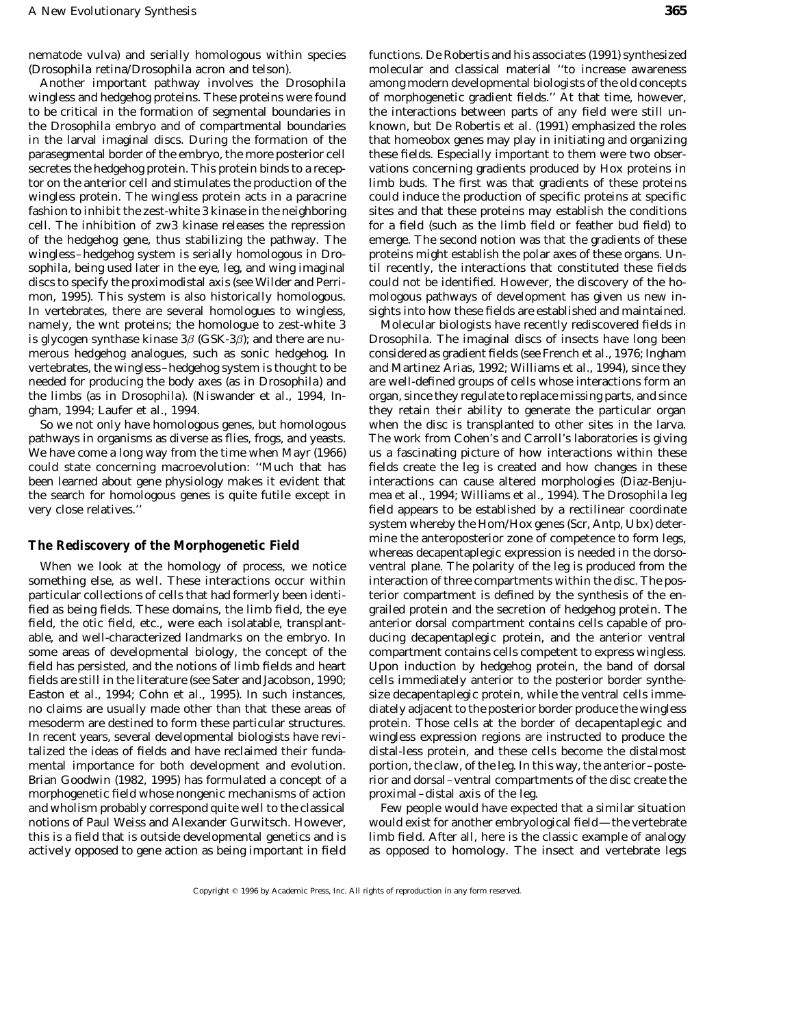nematode vulva) and serially homologous within species (Drosophila retina/Drosophila acron and telson).

Another important pathway involves the Drosophila wingless and hedgehog proteins. These proteins were found to be critical in the formation of segmental boundaries in the Drosophila embryo and of compartmental boundaries in the larval imaginal discs. During the formation of the parasegmental border of the embryo, the more posterior cell secretes the hedgehog protein. This protein binds to a receptor on the anterior cell and stimulates the production of the wingless protein. The wingless protein acts in a paracrine fashion to inhibit the zest-white 3 kinase in the neighboring cell. The inhibition of zw3 kinase releases the repression of the hedgehog gene, thus stabilizing the pathway. The wingless–hedgehog system is serially homologous in Drosophila, being used later in the eye, leg, and wing imaginal discs to specify the proximodistal axis (see Wilder and Perrimon, 1995). This system is also historically homologous. In vertebrates, there are several homologues to wingless, namely, the wnt proteins; the homologue to zest-white 3 is glycogen synthase kinase 3$\beta$ (GSK-3$\beta$); and there are numerous hedgehog analogues, such as sonic hedgehog. In vertebrates, the wingless–hedgehog system is thought to be needed for producing the body axes (as in Drosophila) and the limbs (as in Drosophila). (Niswander et al., 1994, Ingham, 1994; Laufer et al., 1994.

So we not only have homologous genes, but homologous pathways in organisms as diverse as flies, frogs, and yeasts. We have come a long way from the time when Mayr (1966) could state concerning macroevolution: ''Much that has been learned about gene physiology makes it evident that the search for homologous genes is quite futile except in very close relatives.''

## The Rediscovery of the Morphogenetic Field

When we look at the homology of process, we notice something else, as well. These interactions occur within particular collections of cells that had formerly been identified as being fields. These domains, the limb field, the eye field, the otic field, etc., were each isolatable, transplantable, and well-characterized landmarks on the embryo. In some areas of developmental biology, the concept of the field has persisted, and the notions of limb fields and heart fields are still in the literature (see Sater and Jacobson, 1990; Easton et al., 1994; Cohn et al., 1995). In such instances, no claims are usually made other than that these areas of mesoderm are destined to form these particular structures. In recent years, several developmental biologists have revitalized the ideas of fields and have reclaimed their fundamental importance for both development and evolution. Brian Goodwin (1982, 1995) has formulated a concept of a morphogenetic field whose nongenic mechanisms of action and wholism probably correspond quite well to the classical notions of Paul Weiss and Alexander Gurwitsch. However, this is a field that is outside developmental genetics and is actively opposed to gene action as being important in field functions. De Robertis and his associates (1991) synthesized molecular and classical material ''to increase awareness among modern developmental biologists of the old concepts of morphogenetic gradient fields.'' At that time, however, the interactions between parts of any field were still unknown, but De Robertis et al. (1991) emphasized the roles that homeobox genes may play in initiating and organizing these fields. Especially important to them were two observations concerning gradients produced by Hox proteins in limb buds. The first was that gradients of these proteins could induce the production of specific proteins at specific sites and that these proteins may establish the conditions for a field (such as the limb field or feather bud field) to emerge. The second notion was that the gradients of these proteins might establish the polar axes of these organs. Until recently, the interactions that constituted these fields could not be identified. However, the discovery of the homologous pathways of development has given us new insights into how these fields are established and maintained.

Molecular biologists have recently rediscovered fields in Drosophila. The imaginal discs of insects have long been considered as gradient fields (see French et al., 1976; Ingham and Martinez Arias, 1992; Williams et al., 1994), since they are well-defined groups of cells whose interactions form an organ, since they regulate to replace missing parts, and since they retain their ability to generate the particular organ when the disc is transplanted to other sites in the larva. The work from Cohen's and Carroll's laboratories is giving us a fascinating picture of how interactions within these fields create the leg is created and how changes in these interactions can cause altered morphologies (Diaz-Benjumea et al., 1994; Williams et al., 1994). The Drosophila leg field appears to be established by a rectilinear coordinate system whereby the Hom/Hox genes (Scr, Antp, Ubx) determine the anteroposterior zone of competence to form legs, whereas decapentaplegic expression is needed in the dorsoventral plane. The polarity of the leg is produced from the interaction of three compartments within the disc. The posterior compartment is defined by the synthesis of the engrailed protein and the secretion of hedgehog protein. The anterior dorsal compartment contains cells capable of producing decapentaplegic protein, and the anterior ventral compartment contains cells competent to express wingless. Upon induction by hedgehog protein, the band of dorsal cells immediately anterior to the posterior border synthesize decapentaplegic protein, while the ventral cells immediately adjacent to the posterior border produce the wingless protein. Those cells at the border of decapentaplegic and wingless expression regions are instructed to produce the distal-less protein, and these cells become the distalmost portion, the claw, of the leg. In this way, the anterior–posterior and dorsal–ventral compartments of the disc create the proximal–distal axis of the leg.

Few people would have expected that a similar situation would exist for another embryological field—the vertebrate limb field. After all, here is the classic example of analogy as opposed to homology. The insect and vertebrate legs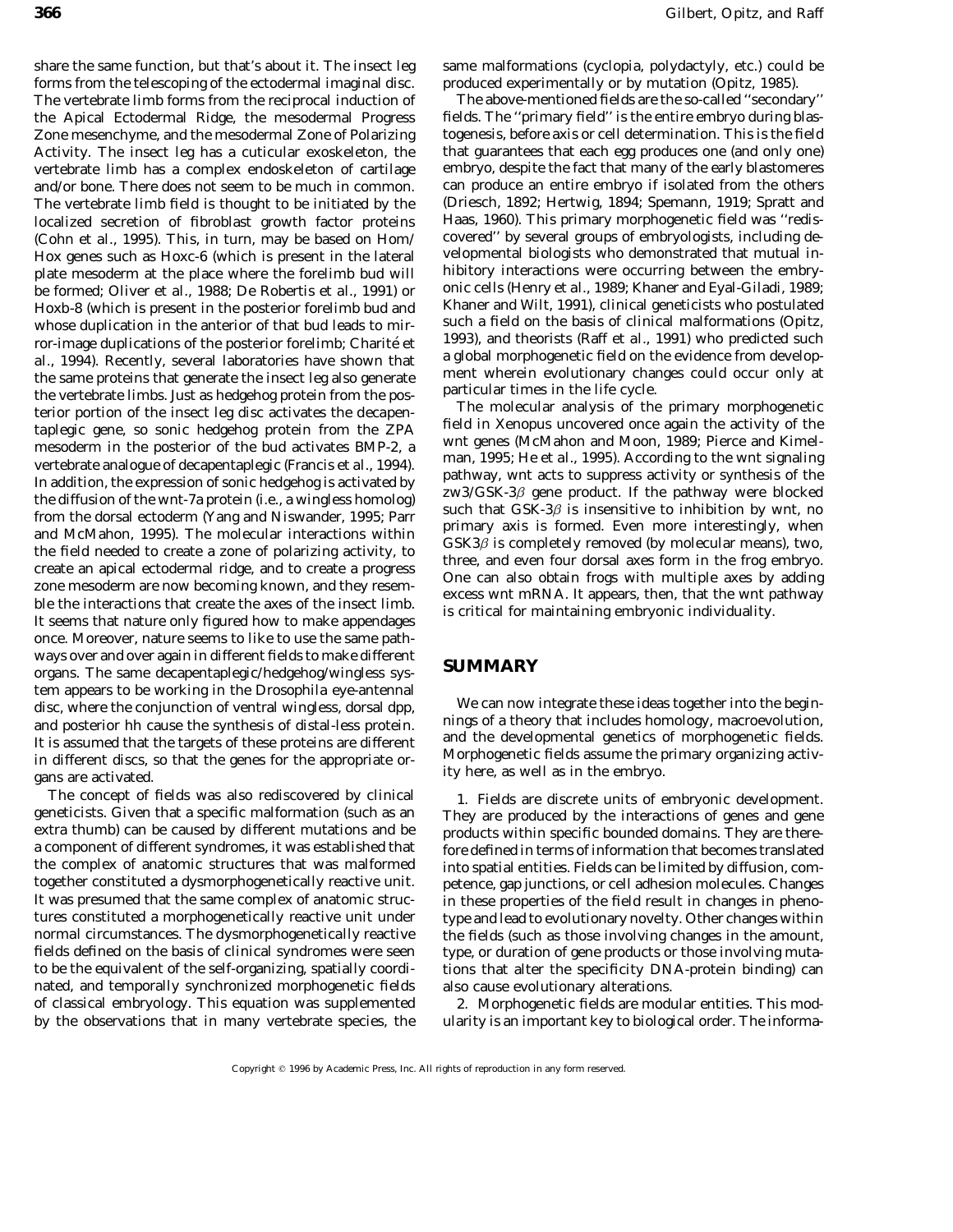share the same function, but that's about it. The insect leg forms from the telescoping of the ectodermal imaginal disc. The vertebrate limb forms from the reciprocal induction of the Apical Ectodermal Ridge, the mesodermal Progress Zone mesenchyme, and the mesodermal Zone of Polarizing Activity. The insect leg has a cuticular exoskeleton, the vertebrate limb has a complex endoskeleton of cartilage and/or bone. There does not seem to be much in common. The vertebrate limb field is thought to be initiated by the localized secretion of fibroblast growth factor proteins (Cohn et al., 1995). This, in turn, may be based on Hom/Hox genes such as Hoxc-6 (which is present in the lateral plate mesoderm at the place where the forelimb bud will be formed; Oliver et al., 1988; De Robertis et al., 1991) or Hoxb-8 (which is present in the posterior forelimb bud and whose duplication in the anterior of that bud leads to mirror-image duplications of the posterior forelimb; Charité et al., 1994). Recently, several laboratories have shown that the same proteins that generate the insect leg also generate the vertebrate limbs. Just as hedgehog protein from the posterior portion of the insect leg disc activates the decapentaplegic gene, so sonic hedgehog protein from the ZPA mesoderm in the posterior of the bud activates BMP-2, a vertebrate analogue of decapentaplegic (Francis et al., 1994). In addition, the expression of sonic hedgehog is activated by the diffusion of the wnt-7a protein (i.e., a wingless homolog) from the dorsal ectoderm (Yang and Niswander, 1995; Parr and McMahon, 1995). The molecular interactions within the field needed to create a zone of polarizing activity, to create an apical ectodermal ridge, and to create a progress zone mesoderm are now becoming known, and they resemble the interactions that create the axes of the insect limb. It seems that nature only figured how to make appendages once. Moreover, nature seems to like to use the same pathways over and over again in different fields to make different organs. The same decapentaplegic/hedgehog/wingless system appears to be working in the Drosophila eye-antennal disc, where the conjunction of ventral wingless, dorsal dpp, and posterior hh cause the synthesis of distal-less protein. It is assumed that the targets of these proteins are different in different discs, so that the genes for the appropriate organs are activated.

The concept of fields was also rediscovered by clinical geneticists. Given that a specific malformation (such as an extra thumb) can be caused by different mutations and be a component of different syndromes, it was established that the complex of anatomic structures that was malformed together constituted a dysmorphogenetically reactive unit. It was presumed that the same complex of anatomic structures constituted a morphogenetically reactive unit under normal circumstances. The dysmorphogenetically reactive fields defined on the basis of clinical syndromes were seen to be the equivalent of the self-organizing, spatially coordinated, and temporally synchronized morphogenetic fields of classical embryology. This equation was supplemented by the observations that in many vertebrate species, the same malformations (cyclopia, polydactyly, etc.) could be produced experimentally or by mutation (Opitz, 1985).

The above-mentioned fields are the so-called "secondary" fields. The "primary field" is the entire embryo during blastogenesis, before axis or cell determination. This is the field that guarantees that each egg produces one (and only one) embryo, despite the fact that many of the early blastomeres can produce an entire embryo if isolated from the others (Driesch, 1892; Hertwig, 1894; Spemann, 1919; Spratt and Haas, 1960). This primary morphogenetic field was "rediscovered" by several groups of embryologists, including developmental biologists who demonstrated that mutual inhibitory interactions were occurring between the embryonic cells (Henry et al., 1989; Khaner and Eyal-Giladi, 1989; Khaner and Wilt, 1991), clinical geneticists who postulated such a field on the basis of clinical malformations (Opitz, 1993), and theorists (Raff et al., 1991) who predicted such a global morphogenetic field on the evidence from development wherein evolutionary changes could occur only at particular times in the life cycle.

The molecular analysis of the primary morphogenetic field in Xenopus uncovered once again the activity of the wnt genes (McMahon and Moon, 1989; Pierce and Kimelman, 1995; He et al., 1995). According to the wnt signaling pathway, wnt acts to suppress activity or synthesis of the zw3/GSK-3$\beta$ gene product. If the pathway were blocked such that GSK-3$\beta$ is insensitive to inhibition by wnt, no primary axis is formed. Even more interestingly, when GSK3$\beta$ is completely removed (by molecular means), two, three, and even four dorsal axes form in the frog embryo. One can also obtain frogs with multiple axes by adding excess wnt mRNA. It appears, then, that the wnt pathway is critical for maintaining embryonic individuality.

## SUMMARY

We can now integrate these ideas together into the beginnings of a theory that includes homology, macroevolution, and the developmental genetics of morphogenetic fields. Morphogenetic fields assume the primary organizing activity here, as well as in the embryo.

1. Fields are discrete units of embryonic development. They are produced by the interactions of genes and gene products within specific bounded domains. They are therefore defined in terms of information that becomes translated into spatial entities. Fields can be limited by diffusion, competence, gap junctions, or cell adhesion molecules. Changes in these properties of the field result in changes in phenotype and lead to evolutionary novelty. Other changes within the fields (such as those involving changes in the amount, type, or duration of gene products or those involving mutations that alter the specificity DNA-protein binding) can also cause evolutionary alterations.

2. Morphogenetic fields are modular entities. This modularity is an important key to biological order. The informa-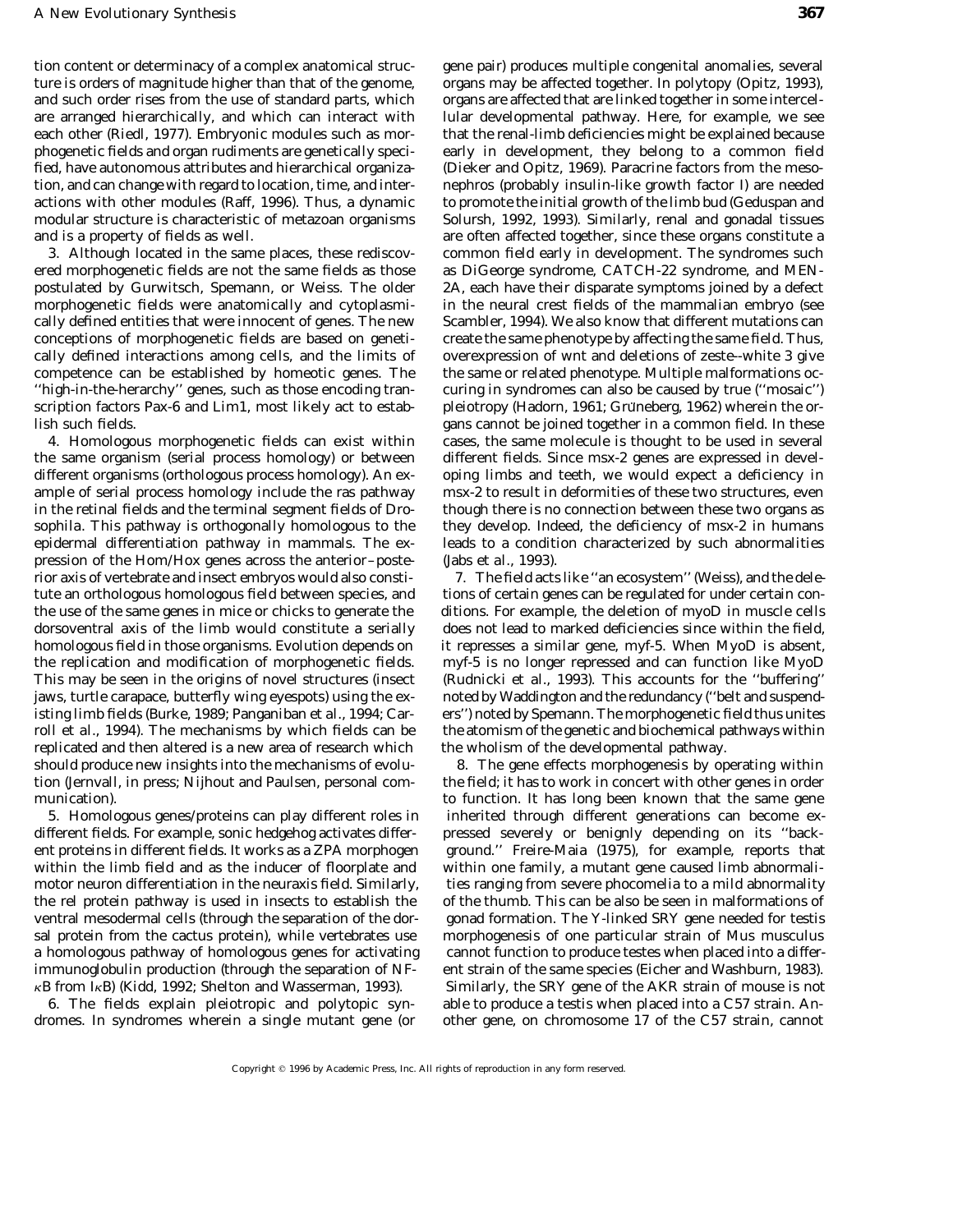tion content or determinacy of a complex anatomical structure is orders of magnitude higher than that of the genome, and such order rises from the use of standard parts, which are arranged hierarchically, and which can interact with each other (Riedl, 1977). Embryonic modules such as morphogenetic fields and organ rudiments are genetically specified, have autonomous attributes and hierarchical organization, and can change with regard to location, time, and interactions with other modules (Raff, 1996). Thus, a dynamic modular structure is characteristic of metazoan organisms and is a property of fields as well.

3. Although located in the same places, these rediscovered morphogenetic fields are not the same fields as those postulated by Gurwitsch, Spemann, or Weiss. The older morphogenetic fields were anatomically and cytoplasmically defined entities that were innocent of genes. The new conceptions of morphogenetic fields are based on genetically defined interactions among cells, and the limits of competence can be established by homeotic genes. The ''high-in-the-herarchy'' genes, such as those encoding transcription factors Pax-6 and Lim1, most likely act to establish such fields.

4. Homologous morphogenetic fields can exist within the same organism (serial process homology) or between different organisms (orthologous process homology). An example of serial process homology include the ras pathway in the retinal fields and the terminal segment fields of *Drosophila*. This pathway is orthogonally homologous to the epidermal differentiation pathway in mammals. The expression of the Hom/Hox genes across the anterior–posterior axis of vertebrate and insect embryos would also constitute an orthologous homologous field between species, and the use of the same genes in mice or chicks to generate the dorsoventral axis of the limb would constitute a serially homologous field in those organisms. Evolution depends on the replication and modification of morphogenetic fields. This may be seen in the origins of novel structures (insect jaws, turtle carapace, butterfly wing eyespots) using the existing limb fields (Burke, 1989; Panganiban *et al.*, 1994; Carroll *et al.*, 1994). The mechanisms by which fields can be replicated and then altered is a new area of research which should produce new insights into the mechanisms of evolution (Jernvall, in press; Nijhout and Paulsen, personal communication).

5. Homologous genes/proteins can play different roles in different fields. For example, sonic hedgehog activates different proteins in different fields. It works as a ZPA morphogen within the limb field and as the inducer of floorplate and motor neuron differentiation in the neuraxis field. Similarly, the rel protein pathway is used in insects to establish the ventral mesodermal cells (through the separation of the dorsal protein from the cactus protein), while vertebrates use a homologous pathway of homologous genes for activating immunoglobulin production (through the separation of NF-κB from IκB) (Kidd, 1992; Shelton and Wasserman, 1993).

6. The fields explain pleiotropic and polytopic syndromes. In syndromes wherein a single mutant gene (or gene pair) produces multiple congenital anomalies, several organs may be affected together. In polytopy (Opitz, 1993), organs are affected that are linked together in some intercellular developmental pathway. Here, for example, we see that the renal-limb deficiencies might be explained because early in development, they belong to a common field (Dieker and Opitz, 1969). Paracrine factors from the mesonephros (probably insulin-like growth factor I) are needed to promote the initial growth of the limb bud (Geduspan and Solursh, 1992, 1993). Similarly, renal and gonadal tissues are often affected together, since these organs constitute a common field early in development. The syndromes such as DiGeorge syndrome, CATCH-22 syndrome, and MEN-2A, each have their disparate symptoms joined by a defect in the neural crest fields of the mammalian embryo (see Scambler, 1994). We also know that different mutations can create the same phenotype by affecting the same field. Thus, overexpression of wnt and deletions of zeste–white 3 give the same or related phenotype. Multiple malformations occuring in syndromes can also be caused by true (''mosaic'') pleiotropy (Hadorn, 1961; Grüneberg, 1962) wherein the organs cannot be joined together in a common field. In these cases, the same molecule is thought to be used in several different fields. Since msx-2 genes are expressed in developing limbs and teeth, we would expect a deficiency in msx-2 to result in deformities of these two structures, even though there is no connection between these two organs as they develop. Indeed, the deficiency of msx-2 in humans leads to a condition characterized by such abnormalities (Jabs *et al.*, 1993).

7. The field acts like ''an ecosystem'' (Weiss), and the deletions of certain genes can be regulated for under certain conditions. For example, the deletion of myoD in muscle cells does not lead to marked deficiencies since within the field, it represses a similar gene, myf-5. When MyoD is absent, myf-5 is no longer repressed and can function like MyoD (Rudnicki *et al.*, 1993). This accounts for the ''buffering'' noted by Waddington and the redundancy (''belt and suspenders'') noted by Spemann. The morphogenetic field thus unites the atomism of the genetic and biochemical pathways within the wholism of the developmental pathway.

8. The gene effects morphogenesis by operating within the field; it has to work in concert with other genes in order to function. It has long been known that the same gene inherited through different generations can become expressed severely or benignly depending on its ''background.'' Freire-Maia (1975), for example, reports that within one family, a mutant gene caused limb abnormalities ranging from severe phocomelia to a mild abnormality of the thumb. This can be also be seen in malformations of gonad formation. The Y-linked SRY gene needed for testis morphogenesis of one particular strain of *Mus musculus* cannot function to produce testes when placed into a different strain of the same species (Eicher and Washburn, 1983). Similarly, the SRY gene of the AKR strain of mouse is not able to produce a testis when placed into a C57 strain. Another gene, on chromosome 17 of the C57 strain, cannot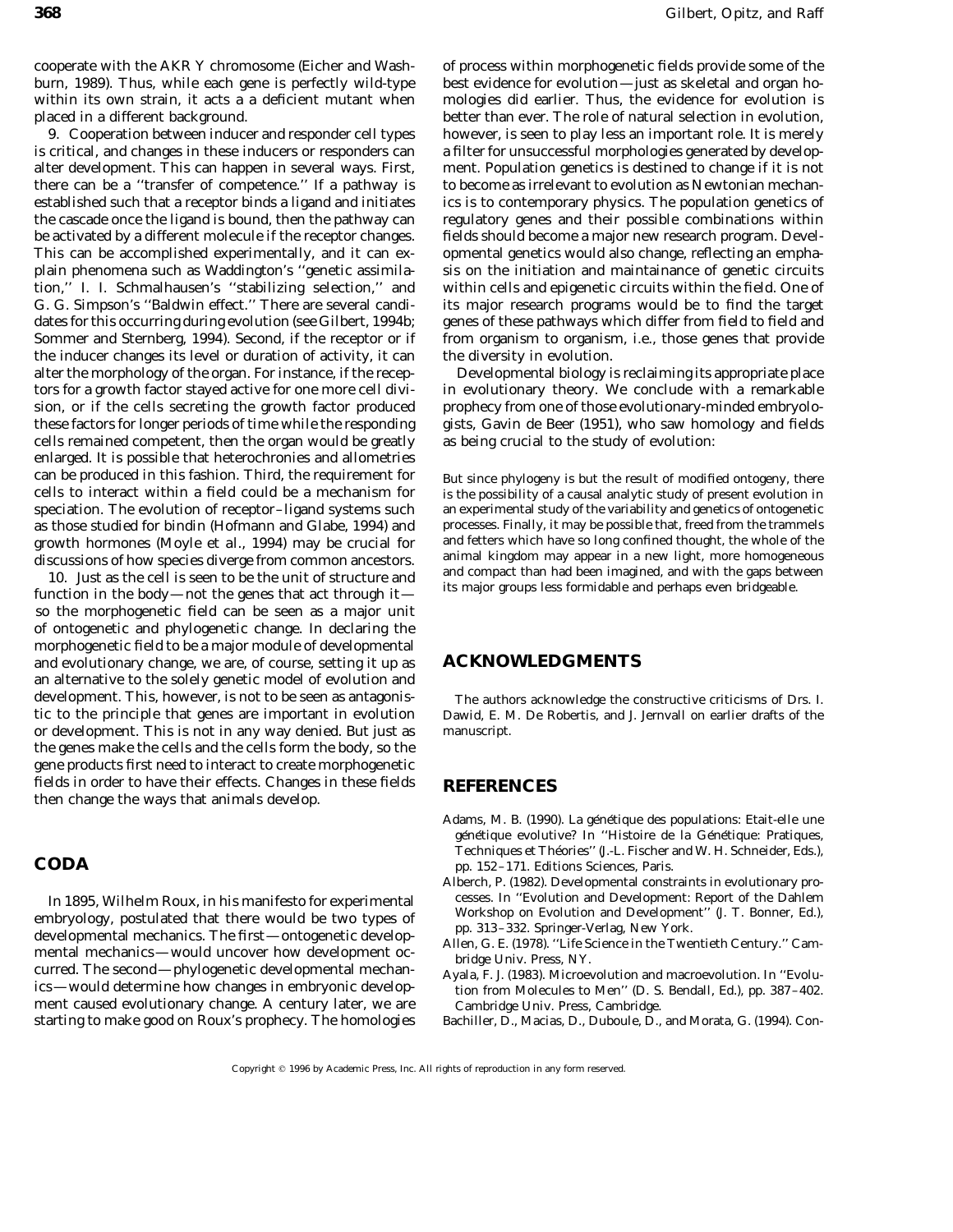cooperate with the AKR Y chromosome (Eicher and Washburn, 1989). Thus, while each gene is perfectly wild-type within its own strain, it acts a a deficient mutant when placed in a different background.

9. Cooperation between inducer and responder cell types is critical, and changes in these inducers or responders can alter development. This can happen in several ways. First, there can be a ''transfer of competence.'' If a pathway is established such that a receptor binds a ligand and initiates the cascade once the ligand is bound, then the pathway can be activated by a different molecule if the receptor changes. This can be accomplished experimentally, and it can explain phenomena such as Waddington's ''genetic assimilation,'' I. I. Schmalhausen's ''stabilizing selection,'' and G. G. Simpson's ''Baldwin effect.'' There are several candidates for this occurring during evolution (see Gilbert, 1994b; Sommer and Sternberg, 1994). Second, if the receptor or if the inducer changes its level or duration of activity, it can alter the morphology of the organ. For instance, if the receptors for a growth factor stayed active for one more cell division, or if the cells secreting the growth factor produced these factors for longer periods of time while the responding cells remained competent, then the organ would be greatly enlarged. It is possible that heterochronies and allometries can be produced in this fashion. Third, the requirement for cells to interact within a field could be a mechanism for speciation. The evolution of receptor–ligand systems such as those studied for bindin (Hofmann and Glabe, 1994) and growth hormones (Moyle *et al.*, 1994) may be crucial for discussions of how species diverge from common ancestors.

10. Just as the cell is seen to be the unit of structure and function in the body—not the genes that act through it—so the morphogenetic field can be seen as a major unit of ontogenetic and phylogenetic change. In declaring the morphogenetic field to be a major module of developmental and evolutionary change, we are, of course, setting it up as an alternative to the solely genetic model of evolution and development. This, however, is not to be seen as antagonistic to the principle that genes are important in evolution or development. This is not in any way denied. But just as the genes make the cells and the cells form the body, so the gene products first need to interact to create morphogenetic fields in order to have their effects. Changes in these fields then change the ways that animals develop.

## CODA

In 1895, Wilhelm Roux, in his manifesto for experimental embryology, postulated that there would be two types of developmental mechanics. The first—ontogenetic developmental mechanics—would uncover how development occurred. The second—phylogenetic developmental mechanics—would determine how changes in embryonic development caused evolutionary change. A century later, we are starting to make good on Roux's prophecy. The homologies of process within morphogenetic fields provide some of the best evidence for evolution—just as skeletal and organ homologies did earlier. Thus, the evidence for evolution is better than ever. The role of natural selection in evolution, however, is seen to play less an important role. It is merely a filter for unsuccessful morphologies generated by development. Population genetics is destined to change if it is not to become as irrelevant to evolution as Newtonian mechanics is to contemporary physics. The population genetics of regulatory genes and their possible combinations within fields should become a major new research program. Developmental genetics would also change, reflecting an emphasis on the initiation and maintainance of genetic circuits within cells and epigenetic circuits within the field. One of its major research programs would be to find the target genes of these pathways which differ from field to field and from organism to organism, i.e., those genes that provide the diversity in evolution.

Developmental biology is reclaiming its appropriate place in evolutionary theory. We conclude with a remarkable prophecy from one of those evolutionary-minded embryologists, Gavin de Beer (1951), who saw homology and fields as being crucial to the study of evolution:

> But since phylogeny is but the result of modified ontogeny, there is the possibility of a causal analytic study of present evolution in an experimental study of the variability and genetics of ontogenetic processes. Finally, it may be possible that, freed from the trammels and fetters which have so long confined thought, the whole of the animal kingdom may appear in a new light, more homogeneous and compact than had been imagined, and with the gaps between its major groups less formidable and perhaps even bridgeable.

## ACKNOWLEDGMENTS

The authors acknowledge the constructive criticisms of Drs. I. Dawid, E. M. De Robertis, and J. Jernvall on earlier drafts of the manuscript.

## REFERENCES

Adams, M. B. (1990). La génétique des populations: Etait-elle une génétique evolutive? In ''Histoire de la Génétique: Pratiques, Techniques et Théories'' (J.-L. Fischer and W. H. Schneider, Eds.), pp. 152–171. Editions Sciences, Paris.

Alberch, P. (1982). Developmental constraints in evolutionary processes. In ''Evolution and Development: Report of the Dahlem Workshop on Evolution and Development'' (J. T. Bonner, Ed.), pp. 313–332. Springer-Verlag, New York.

Allen, G. E. (1978). ''Life Science in the Twentieth Century.'' Cambridge Univ. Press, NY.

Ayala, F. J. (1983). Microevolution and macroevolution. In ''Evolution from Molecules to Men'' (D. S. Bendall, Ed.), pp. 387–402. Cambridge Univ. Press, Cambridge.

Bachiller, D., Macias, D., Duboule, D., and Morata, G. (1994). Con-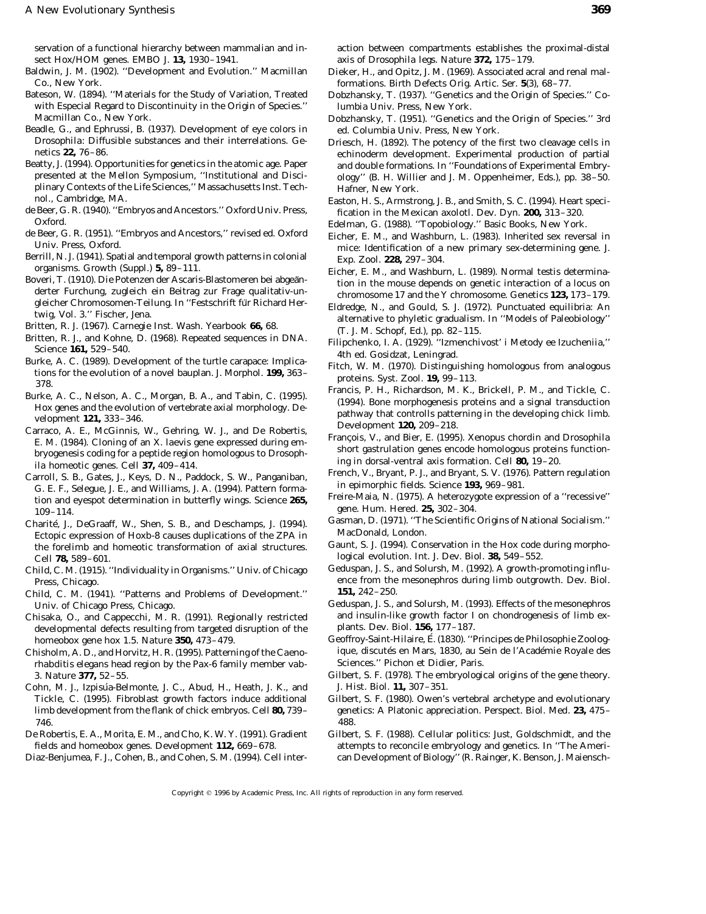servation of a functional hierarchy between mammalian and insect Hox/HOM genes. EMBO J. **13,** 1930–1941.

Baldwin, J. M. (1902). ''Development and Evolution.'' Macmillan Co., New York.

Bateson, W. (1894). ''Materials for the Study of Variation, Treated with Especial Regard to Discontinuity in the Origin of Species.'' Macmillan Co., New York.

Beadle, G., and Ephrussi, B. (1937). Development of eye colors in Drosophila: Diffusible substances and their interrelations. Genetics **22,** 76–86.

Beatty, J. (1994). Opportunities for genetics in the atomic age. Paper presented at the Mellon Symposium, ''Institutional and Disciplinary Contexts of the Life Sciences,'' Massachusetts Inst. Technol., Cambridge, MA.

de Beer, G. R. (1940). ''Embryos and Ancestors.'' Oxford Univ. Press, Oxford.

de Beer, G. R. (1951). ''Embryos and Ancestors,'' revised ed. Oxford Univ. Press, Oxford.

Berrill, N. J. (1941). Spatial and temporal growth patterns in colonial organisms. Growth (Suppl.) **5,** 89–111.

Boveri, T. (1910). Die Potenzen der Ascaris-Blastomeren bei abgeänderter Furchung, zugleich ein Beitrag zur Frage qualitativ-ungleicher Chromosomen-Teilung. In ''Festschrift für Richard Hertwig, Vol. 3.'' Fischer, Jena.

Britten, R. J. (1967). Carnegie Inst. Wash. Yearbook **66,** 68.

Britten, R. J., and Kohne, D. (1968). Repeated sequences in DNA. Science **161,** 529–540.

Burke, A. C. (1989). Development of the turtle carapace: Implications for the evolution of a novel bauplan. J. Morphol. **199,** 363–378.

Burke, A. C., Nelson, A. C., Morgan, B. A., and Tabin, C. (1995). Hox genes and the evolution of vertebrate axial morphology. Development **121,** 333–346.

Carraco, A. E., McGinnis, W., Gehring, W. J., and De Robertis, E. M. (1984). Cloning of an X. laevis gene expressed during embryogenesis coding for a peptide region homologous to Drosophila homeotic genes. Cell **37,** 409–414.

Carroll, S. B., Gates, J., Keys, D. N., Paddock, S. W., Panganiban, G. E. F., Selegue, J. E., and Williams, J. A. (1994). Pattern formation and eyespot determination in butterfly wings. Science **265,** 109–114.

Charité, J., DeGraaff, W., Shen, S. B., and Deschamps, J. (1994). Ectopic expression of Hoxb-8 causes duplications of the ZPA in the forelimb and homeotic transformation of axial structures. Cell **78,** 589–601.

Child, C. M. (1915). ''Individuality in Organisms.'' Univ. of Chicago Press, Chicago.

Child, C. M. (1941). ''Patterns and Problems of Development.'' Univ. of Chicago Press, Chicago.

Chisaka, O., and Cappecchi, M. R. (1991). Regionally restricted developmental defects resulting from targeted disruption of the homeobox gene hox 1.5. Nature **350,** 473–479.

Chisholm, A. D., and Horvitz, H. R. (1995). Patterning of the Caenorhabditis elegans head region by the Pax-6 family member vab-3. Nature **377,** 52–55.

Cohn, M. J., Izpisúa-Belmonte, J. C., Abud, H., Heath, J. K., and Tickle, C. (1995). Fibroblast growth factors induce additional limb development from the flank of chick embryos. Cell **80,** 739–746.

De Robertis, E. A., Morita, E. M., and Cho, K. W. Y. (1991). Gradient fields and homeobox genes. Development **112,** 669–678.

Diaz-Benjumea, F. J., Cohen, B., and Cohen, S. M. (1994). Cell interaction between compartments establishes the proximal-distal axis of Drosophila legs. Nature **372,** 175–179.

Dieker, H., and Opitz, J. M. (1969). Associated acral and renal malformations. Birth Defects Orig. Artic. Ser. **5**(3), 68–77.

Dobzhansky, T. (1937). ''Genetics and the Origin of Species.'' Columbia Univ. Press, New York.

Dobzhansky, T. (1951). ''Genetics and the Origin of Species.'' 3rd ed. Columbia Univ. Press, New York.

Driesch, H. (1892). The potency of the first two cleavage cells in echinoderm development. Experimental production of partial and double formations. In ''Foundations of Experimental Embryology'' (B. H. Willier and J. M. Oppenheimer, Eds.), pp. 38–50. Hafner, New York.

Easton, H. S., Armstrong, J. B., and Smith, S. C. (1994). Heart specification in the Mexican axolotl. Dev. Dyn. **200,** 313–320.

Edelman, G. (1988). ''Topobiology.'' Basic Books, New York.

Eicher, E. M., and Washburn, L. (1983). Inherited sex reversal in mice: Identification of a new primary sex-determining gene. J. Exp. Zool. **228,** 297–304.

Eicher, E. M., and Washburn, L. (1989). Normal testis determination in the mouse depends on genetic interaction of a locus on chromosome 17 and the Y chromosome. Genetics **123,** 173–179.

Eldredge, N., and Gould, S. J. (1972). Punctuated equilibria: An alternative to phyletic gradualism. In ''Models of Paleobiology'' (T. J. M. Schopf, Ed.), pp. 82–115.

Filipchenko, I. A. (1929). ''Izmenchivost' i Metody ee Izucheniia,'' 4th ed. Gosidzat, Leningrad.

Fitch, W. M. (1970). Distinguishing homologous from analogous proteins. Syst. Zool. **19,** 99–113.

Francis, P. H., Richardson, M. K., Brickell, P. M., and Tickle, C. (1994). Bone morphogenesis proteins and a signal transduction pathway that controlls patterning in the developing chick limb. Development **120,** 209–218.

François, V., and Bier, E. (1995). Xenopus chordin and Drosophila short gastrulation genes encode homologous proteins functioning in dorsal-ventral axis formation. Cell **80,** 19–20.

French, V., Bryant, P. J., and Bryant, S. V. (1976). Pattern regulation in epimorphic fields. Science **193,** 969–981.

Freire-Maia, N. (1975). A heterozygote expression of a ''recessive'' gene. Hum. Hered. **25,** 302–304.

Gasman, D. (1971). ''The Scientific Origins of National Socialism.'' MacDonald, London.

Gaunt, S. J. (1994). Conservation in the Hox code during morphological evolution. Int. J. Dev. Biol. **38,** 549–552.

Geduspan, J. S., and Solursh, M. (1992). A growth-promoting influence from the mesonephros during limb outgrowth. Dev. Biol. **151,** 242–250.

Geduspan, J. S., and Solursh, M. (1993). Effects of the mesonephros and insulin-like growth factor I on chondrogenesis of limb explants. Dev. Biol. **156,** 177–187.

Geoffroy-Saint-Hilaire, É. (1830). ''Principes de Philosophie Zoologique, discutés en Mars, 1830, au Sein de l'Académie Royale des Sciences.'' Pichon et Didier, Paris.

Gilbert, S. F. (1978). The embryological origins of the gene theory. J. Hist. Biol. **11,** 307–351.

Gilbert, S. F. (1980). Owen's vertebral archetype and evolutionary genetics: A Platonic appreciation. Perspect. Biol. Med. **23,** 475–488.

Gilbert, S. F. (1988). Cellular politics: Just, Goldschmidt, and the attempts to reconcile embryology and genetics. In ''The American Development of Biology'' (R. Rainger, K. Benson, J. Maiensch-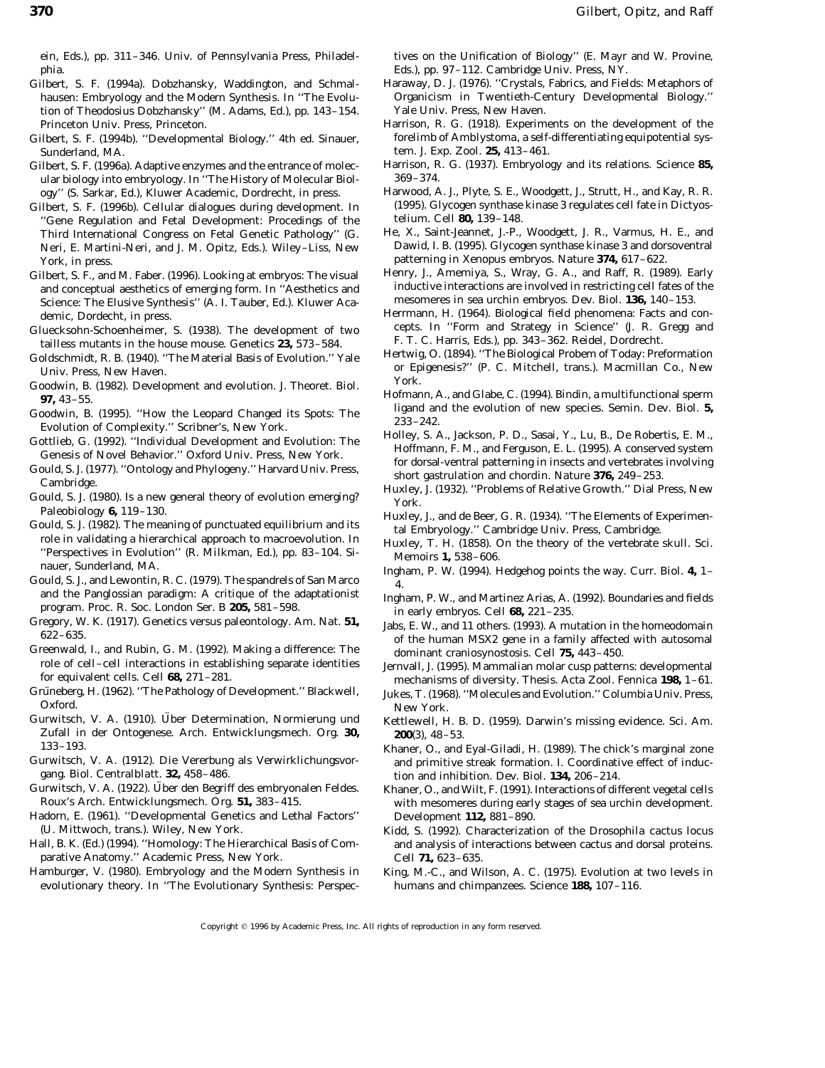ein, Eds.), pp. 311–346. Univ. of Pennsylvania Press, Philadelphia.

Gilbert, S. F. (1994a). Dobzhansky, Waddington, and Schmalhausen: Embryology and the Modern Synthesis. In ''The Evolution of Theodosius Dobzhansky'' (M. Adams, Ed.), pp. 143–154. Princeton Univ. Press, Princeton.

Gilbert, S. F. (1994b). ''Developmental Biology.'' 4th ed. Sinauer, Sunderland, MA.

Gilbert, S. F. (1996a). Adaptive enzymes and the entrance of molecular biology into embryology. In ''The History of Molecular Biology'' (S. Sarkar, Ed.), Kluwer Academic, Dordrecht, in press.

Gilbert, S. F. (1996b). Cellular dialogues during development. In ''Gene Regulation and Fetal Development: Procedings of the Third International Congress on Fetal Genetic Pathology'' (G. Neri, E. Martini-Neri, and J. M. Opitz, Eds.). Wiley–Liss, New York, in press.

Gilbert, S. F., and M. Faber. (1996). Looking at embryos: The visual and conceptual aesthetics of emerging form. In ''Aesthetics and Science: The Elusive Synthesis'' (A. I. Tauber, Ed.). Kluwer Academic, Dordrecht, in press.

Gluecksohn-Schoenheimer, S. (1938). The development of two tailless mutants in the house mouse. Genetics **23,** 573–584.

Goldschmidt, R. B. (1940). ''The Material Basis of Evolution.'' Yale Univ. Press, New Haven.

Goodwin, B. (1982). Development and evolution. J. Theoret. Biol. **97,** 43–55.

Goodwin, B. (1995). ''How the Leopard Changed its Spots: The Evolution of Complexity.'' Scribner's, New York.

Gottlieb, G. (1992). ''Individual Development and Evolution: The Genesis of Novel Behavior.'' Oxford Univ. Press, New York.

Gould, S. J. (1977). ''Ontology and Phylogeny.'' Harvard Univ. Press, Cambridge.

Gould, S. J. (1980). Is a new general theory of evolution emerging? Paleobiology **6,** 119–130.

Gould, S. J. (1982). The meaning of punctuated equilibrium and its role in validating a hierarchical approach to macroevolution. In ''Perspectives in Evolution'' (R. Milkman, Ed.), pp. 83–104. Sinauer, Sunderland, MA.

Gould, S. J., and Lewontin, R. C. (1979). The spandrels of San Marco and the Panglossian paradigm: A critique of the adaptationist program. Proc. R. Soc. London Ser. B **205,** 581–598.

Gregory, W. K. (1917). Genetics versus paleontology. Am. Nat. **51,** 622–635.

Greenwald, I., and Rubin, G. M. (1992). Making a difference: The role of cell–cell interactions in establishing separate identities for equivalent cells. Cell **68,** 271–281.

Grüneberg, H. (1962). ''The Pathology of Development.'' Blackwell, Oxford.

Gurwitsch, V. A. (1910). Über Determination, Normierung und Zufall in der Ontogenese. Arch. Entwicklungsmech. Org. **30,** 133–193.

Gurwitsch, V. A. (1912). Die Vererbung als Verwirklichungsvorgang. Biol. Centralblatt. **32,** 458–486.

Gurwitsch, V. A. (1922). Über den Begriff des embryonalen Feldes. Roux's Arch. Entwicklungsmech. Org. **51,** 383–415.

Hadorn, E. (1961). ''Developmental Genetics and Lethal Factors'' (U. Mittwoch, trans.). Wiley, New York.

Hall, B. K. (Ed.) (1994). ''Homology: The Hierarchical Basis of Comparative Anatomy.'' Academic Press, New York.

Hamburger, V. (1980). Embryology and the Modern Synthesis in evolutionary theory. In ''The Evolutionary Synthesis: Perspectives on the Unification of Biology'' (E. Mayr and W. Provine, Eds.), pp. 97–112. Cambridge Univ. Press, NY.

Haraway, D. J. (1976). ''Crystals, Fabrics, and Fields: Metaphors of Organicism in Twentieth-Century Developmental Biology.'' Yale Univ. Press, New Haven.

Harrison, R. G. (1918). Experiments on the development of the forelimb of Amblystoma, a self-differentiating equipotential system. J. Exp. Zool. **25,** 413–461.

Harrison, R. G. (1937). Embryology and its relations. Science **85,** 369–374.

Harwood, A. J., Plyte, S. E., Woodgett, J., Strutt, H., and Kay, R. R. (1995). Glycogen synthase kinase 3 regulates cell fate in Dictyostelium. Cell **80,** 139–148.

He, X., Saint-Jeannet, J.-P., Woodgett, J. R., Varmus, H. E., and Dawid, I. B. (1995). Glycogen synthase kinase 3 and dorsoventral patterning in Xenopus embryos. Nature **374,** 617–622.

Henry, J., Amemiya, S., Wray, G. A., and Raff, R. (1989). Early inductive interactions are involved in restricting cell fates of the mesomeres in sea urchin embryos. Dev. Biol. **136,** 140–153.

Herrmann, H. (1964). Biological field phenomena: Facts and concepts. In ''Form and Strategy in Science'' (J. R. Gregg and F. T. C. Harris, Eds.), pp. 343–362. Reidel, Dordrecht.

Hertwig, O. (1894). ''The Biological Probem of Today: Preformation or Epigenesis?'' (P. C. Mitchell, trans.). Macmillan Co., New York.

Hofmann, A., and Glabe, C. (1994). Bindin, a multifunctional sperm ligand and the evolution of new species. Semin. Dev. Biol. **5,** 233–242.

Holley, S. A., Jackson, P. D., Sasai, Y., Lu, B., De Robertis, E. M., Hoffmann, F. M., and Ferguson, E. L. (1995). A conserved system for dorsal-ventral patterning in insects and vertebrates involving short gastrulation and chordin. Nature **376,** 249–253.

Huxley, J. (1932). ''Problems of Relative Growth.'' Dial Press, New York.

Huxley, J., and de Beer, G. R. (1934). ''The Elements of Experimental Embryology.'' Cambridge Univ. Press, Cambridge.

Huxley, T. H. (1858). On the theory of the vertebrate skull. Sci. Memoirs **1,** 538–606.

Ingham, P. W. (1994). Hedgehog points the way. Curr. Biol. **4,** 1–4.

Ingham, P. W., and Martinez Arias, A. (1992). Boundaries and fields in early embryos. Cell **68,** 221–235.

Jabs, E. W., and 11 others. (1993). A mutation in the homeodomain of the human MSX2 gene in a family affected with autosomal dominant craniosynostosis. Cell **75,** 443–450.

Jernvall, J. (1995). Mammalian molar cusp patterns: developmental mechanisms of diversity. Thesis. Acta Zool. Fennica **198,** 1–61.

Jukes, T. (1968). ''Molecules and Evolution.'' Columbia Univ. Press, New York.

Kettlewell, H. B. D. (1959). Darwin's missing evidence. Sci. Am. **200**(3), 48–53.

Khaner, O., and Eyal-Giladi, H. (1989). The chick's marginal zone and primitive streak formation. I. Coordinative effect of induction and inhibition. Dev. Biol. **134,** 206–214.

Khaner, O., and Wilt, F. (1991). Interactions of different vegetal cells with mesomeres during early stages of sea urchin development. Development **112,** 881–890.

Kidd, S. (1992). Characterization of the Drosophila cactus locus and analysis of interactions between cactus and dorsal proteins. Cell **71,** 623–635.

King, M.-C., and Wilson, A. C. (1975). Evolution at two levels in humans and chimpanzees. Science **188,** 107–116.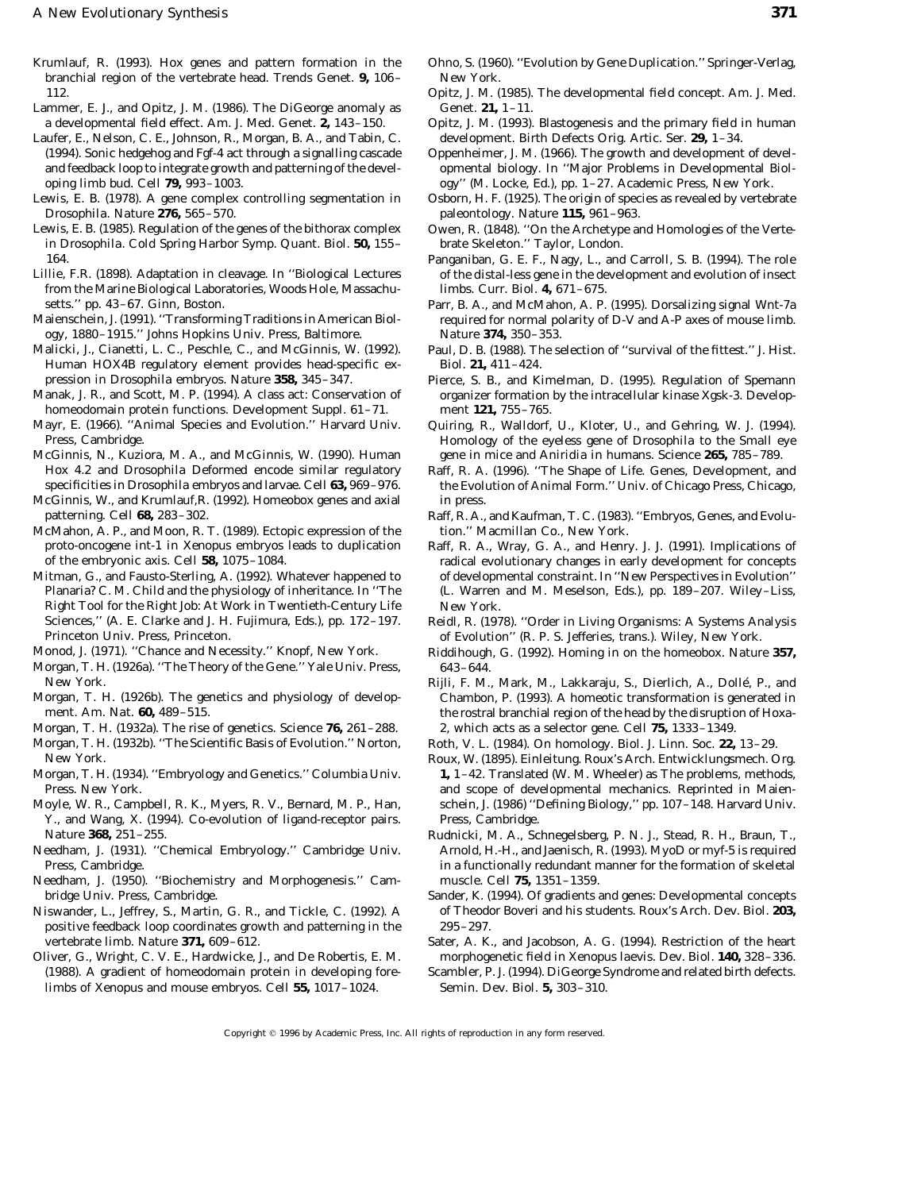Krumlauf, R. (1993). Hox genes and pattern formation in the branchial region of the vertebrate head. Trends Genet. **9,** 106–112.

Lammer, E. J., and Opitz, J. M. (1986). The DiGeorge anomaly as a developmental field effect. Am. J. Med. Genet. **2,** 143–150.

Laufer, E., Nelson, C. E., Johnson, R., Morgan, B. A., and Tabin, C. (1994). Sonic hedgehog and Fgf-4 act through a signalling cascade and feedback loop to integrate growth and patterning of the developing limb bud. Cell **79,** 993–1003.

Lewis, E. B. (1978). A gene complex controlling segmentation in *Drosophila*. Nature **276,** 565–570.

Lewis, E. B. (1985). Regulation of the genes of the bithorax complex in *Drosophila*. Cold Spring Harbor Symp. Quant. Biol. **50,** 155–164.

Lillie, F.R. (1898). Adaptation in cleavage. In ''Biological Lectures from the Marine Biological Laboratories, Woods Hole, Massachusetts.'' pp. 43–67. Ginn, Boston.

Maienschein, J. (1991). ''Transforming Traditions in American Biology, 1880–1915.'' Johns Hopkins Univ. Press, Baltimore.

Malicki, J., Cianetti, L. C., Peschle, C., and McGinnis, W. (1992). Human HOX4B regulatory element provides head-specific expression in *Drosophila* embryos. Nature **358,** 345–347.

Manak, J. R., and Scott, M. P. (1994). A class act: Conservation of homeodomain protein functions. Development Suppl. 61–71.

Mayr, E. (1966). ''Animal Species and Evolution.'' Harvard Univ. Press, Cambridge.

McGinnis, N., Kuziora, M. A., and McGinnis, W. (1990). Human Hox 4.2 and *Drosophila* Deformed encode similar regulatory specificities in *Drosophila* embryos and larvae. Cell **63,** 969–976.

McGinnis, W., and Krumlauf,R. (1992). Homeobox genes and axial patterning. Cell **68,** 283–302.

McMahon, A. P., and Moon, R. T. (1989). Ectopic expression of the proto-oncogene int-1 in *Xenopus* embryos leads to duplication of the embryonic axis. Cell **58,** 1075–1084.

Mitman, G., and Fausto-Sterling, A. (1992). Whatever happened to Planaria? C. M. Child and the physiology of inheritance. In ''The Right Tool for the Right Job: At Work in Twentieth-Century Life Sciences,'' (A. E. Clarke and J. H. Fujimura, Eds.), pp. 172–197. Princeton Univ. Press, Princeton.

Monod, J. (1971). ''Chance and Necessity.'' Knopf, New York.

Morgan, T. H. (1926a). ''The Theory of the Gene.'' Yale Univ. Press, New York.

Morgan, T. H. (1926b). The genetics and physiology of development. Am. Nat. **60,** 489–515.

Morgan, T. H. (1932a). The rise of genetics. Science **76,** 261–288.

Morgan, T. H. (1932b). ''The Scientific Basis of Evolution.'' Norton, New York.

Morgan, T. H. (1934). ''Embryology and Genetics.'' Columbia Univ. Press. New York.

Moyle, W. R., Campbell, R. K., Myers, R. V., Bernard, M. P., Han, Y., and Wang, X. (1994). Co-evolution of ligand-receptor pairs. Nature **368,** 251–255.

Needham, J. (1931). ''Chemical Embryology.'' Cambridge Univ. Press, Cambridge.

Needham, J. (1950). ''Biochemistry and Morphogenesis.'' Cambridge Univ. Press, Cambridge.

Niswander, L., Jeffrey, S., Martin, G. R., and Tickle, C. (1992). A positive feedback loop coordinates growth and patterning in the vertebrate limb. Nature **371,** 609–612.

Oliver, G., Wright, C. V. E., Hardwicke, J., and De Robertis, E. M. (1988). A gradient of homeodomain protein in developing forelimbs of *Xenopus* and mouse embryos. Cell **55,** 1017–1024.

Ohno, S. (1960). ''Evolution by Gene Duplication.'' Springer-Verlag, New York.

Opitz, J. M. (1985). The developmental field concept. Am. J. Med. Genet. **21,** 1–11.

Opitz, J. M. (1993). Blastogenesis and the primary field in human development. Birth Defects Orig. Artic. Ser. **29,** 1–34.

Oppenheimer, J. M. (1966). The growth and development of developmental biology. In ''Major Problems in Developmental Biology'' (M. Locke, Ed.), pp. 1–27. Academic Press, New York.

Osborn, H. F. (1925). The origin of species as revealed by vertebrate paleontology. Nature **115,** 961–963.

Owen, R. (1848). ''On the Archetype and Homologies of the Vertebrate Skeleton.'' Taylor, London.

Panganiban, G. E. F., Nagy, L., and Carroll, S. B. (1994). The role of the distal-less gene in the development and evolution of insect limbs. Curr. Biol. **4,** 671–675.

Parr, B. A., and McMahon, A. P. (1995). Dorsalizing signal Wnt-7a required for normal polarity of D-V and A-P axes of mouse limb. Nature **374,** 350–353.

Paul, D. B. (1988). The selection of ''survival of the fittest.'' J. Hist. Biol. **21,** 411–424.

Pierce, S. B., and Kimelman, D. (1995). Regulation of Spemann organizer formation by the intracellular kinase Xgsk-3. Development **121,** 755–765.

Quiring, R., Walldorf, U., Kloter, U., and Gehring, W. J. (1994). Homology of the eyeless gene of *Drosophila* to the Small eye gene in mice and Aniridia in humans. Science **265,** 785–789.

Raff, R. A. (1996). ''The Shape of Life. Genes, Development, and the Evolution of Animal Form.'' Univ. of Chicago Press, Chicago, in press.

Raff, R. A., and Kaufman, T. C. (1983). ''Embryos, Genes, and Evolution.'' Macmillan Co., New York.

Raff, R. A., Wray, G. A., and Henry. J. J. (1991). Implications of radical evolutionary changes in early development for concepts of developmental constraint. In ''New Perspectives in Evolution'' (L. Warren and M. Meselson, Eds.), pp. 189–207. Wiley–Liss, New York.

Reidl, R. (1978). ''Order in Living Organisms: A Systems Analysis of Evolution'' (R. P. S. Jefferies, trans.). Wiley, New York.

Riddihough, G. (1992). Homing in on the homeobox. Nature **357,** 643–644.

Rijli, F. M., Mark, M., Lakkaraju, S., Dierlich, A., Dollé, P., and Chambon, P. (1993). A homeotic transformation is generated in the rostral branchial region of the head by the disruption of Hoxa-2, which acts as a selector gene. Cell **75,** 1333–1349.

Roth, V. L. (1984). On homology. Biol. J. Linn. Soc. **22,** 13–29.

Roux, W. (1895). Einleitung. Roux's Arch. Entwicklungsmech. Org. **1,** 1–42. Translated (W. M. Wheeler) as The problems, methods, and scope of developmental mechanics. Reprinted in Maienschein, J. (1986) ''Defining Biology,'' pp. 107–148. Harvard Univ. Press, Cambridge.

Rudnicki, M. A., Schnegelsberg, P. N. J., Stead, R. H., Braun, T., Arnold, H.-H., and Jaenisch, R. (1993). MyoD or myf-5 is required in a functionally redundant manner for the formation of skeletal muscle. Cell **75,** 1351–1359.

Sander, K. (1994). Of gradients and genes: Developmental concepts of Theodor Boveri and his students. Roux's Arch. Dev. Biol. **203,** 295–297.

Sater, A. K., and Jacobson, A. G. (1994). Restriction of the heart morphogenetic field in *Xenopus laevis*. Dev. Biol. **140,** 328–336.

Scambler, P. J. (1994). DiGeorge Syndrome and related birth defects. Semin. Dev. Biol. **5,** 303–310.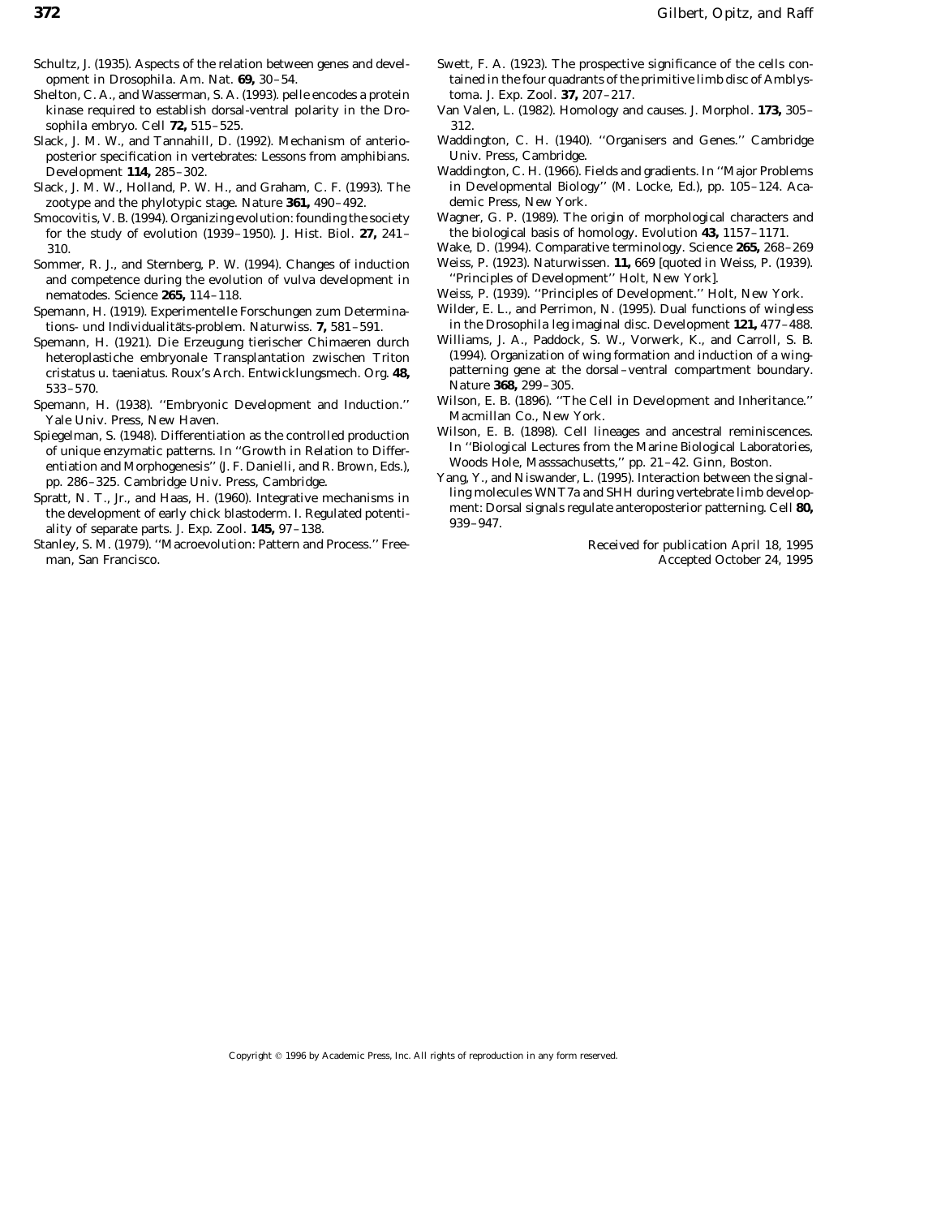Schultz, J. (1935). Aspects of the relation between genes and development in Drosophila. Am. Nat. **69,** 30–54.

Shelton, C. A., and Wasserman, S. A. (1993). pelle encodes a protein kinase required to establish dorsal-ventral polarity in the Drosophila embryo. Cell **72,** 515–525.

Slack, J. M. W., and Tannahill, D. (1992). Mechanism of anterioposterior specification in vertebrates: Lessons from amphibians. Development **114,** 285–302.

Slack, J. M. W., Holland, P. W. H., and Graham, C. F. (1993). The zootype and the phylotypic stage. Nature **361,** 490–492.

Smocovitis, V. B. (1994). Organizing evolution: founding the society for the study of evolution (1939–1950). J. Hist. Biol. **27,** 241–310.

Sommer, R. J., and Sternberg, P. W. (1994). Changes of induction and competence during the evolution of vulva development in nematodes. Science **265,** 114–118.

Spemann, H. (1919). Experimentelle Forschungen zum Determinations- und Individualitäts-problem. Naturwiss. **7,** 581–591.

Spemann, H. (1921). Die Erzeugung tierischer Chimaeren durch heteroplastiche embryonale Transplantation zwischen Triton cristatus u. taeniatus. Roux's Arch. Entwicklungsmech. Org. **48,** 533–570.

Spemann, H. (1938). ''Embryonic Development and Induction.'' Yale Univ. Press, New Haven.

Spiegelman, S. (1948). Differentiation as the controlled production of unique enzymatic patterns. In ''Growth in Relation to Differentiation and Morphogenesis'' (J. F. Danielli, and R. Brown, Eds.), pp. 286–325. Cambridge Univ. Press, Cambridge.

Spratt, N. T., Jr., and Haas, H. (1960). Integrative mechanisms in the development of early chick blastoderm. I. Regulated potentiality of separate parts. J. Exp. Zool. **145,** 97–138.

Stanley, S. M. (1979). ''Macroevolution: Pattern and Process.'' Freeman, San Francisco.

Swett, F. A. (1923). The prospective significance of the cells contained in the four quadrants of the primitive limb disc of Amblystoma. J. Exp. Zool. **37,** 207–217.

Van Valen, L. (1982). Homology and causes. J. Morphol. **173,** 305–312.

Waddington, C. H. (1940). ''Organisers and Genes.'' Cambridge Univ. Press, Cambridge.

Waddington, C. H. (1966). Fields and gradients. In ''Major Problems in Developmental Biology'' (M. Locke, Ed.), pp. 105–124. Academic Press, New York.

Wagner, G. P. (1989). The origin of morphological characters and the biological basis of homology. Evolution **43,** 1157–1171.

Wake, D. (1994). Comparative terminology. Science **265,** 268–269

Weiss, P. (1923). Naturwissen. **11,** 669 [quoted in Weiss, P. (1939). ''Principles of Development'' Holt, New York].

Weiss, P. (1939). ''Principles of Development.'' Holt, New York.

Wilder, E. L., and Perrimon, N. (1995). Dual functions of wingless in the Drosophila leg imaginal disc. Development **121,** 477–488.

Williams, J. A., Paddock, S. W., Vorwerk, K., and Carroll, S. B. (1994). Organization of wing formation and induction of a wing-patterning gene at the dorsal–ventral compartment boundary. Nature **368,** 299–305.

Wilson, E. B. (1896). ''The Cell in Development and Inheritance.'' Macmillan Co., New York.

Wilson, E. B. (1898). Cell lineages and ancestral reminiscences. In ''Biological Lectures from the Marine Biological Laboratories, Woods Hole, Masssachusetts,'' pp. 21–42. Ginn, Boston.

Yang, Y., and Niswander, L. (1995). Interaction between the signalling molecules WNT7a and SHH during vertebrate limb development: Dorsal signals regulate anteroposterior patterning. Cell **80,** 939–947.

Received for publication April 18, 1995
Accepted October 24, 1995

Copyright © 1996 by Academic Press, Inc. All rights of reproduction in any form reserved.